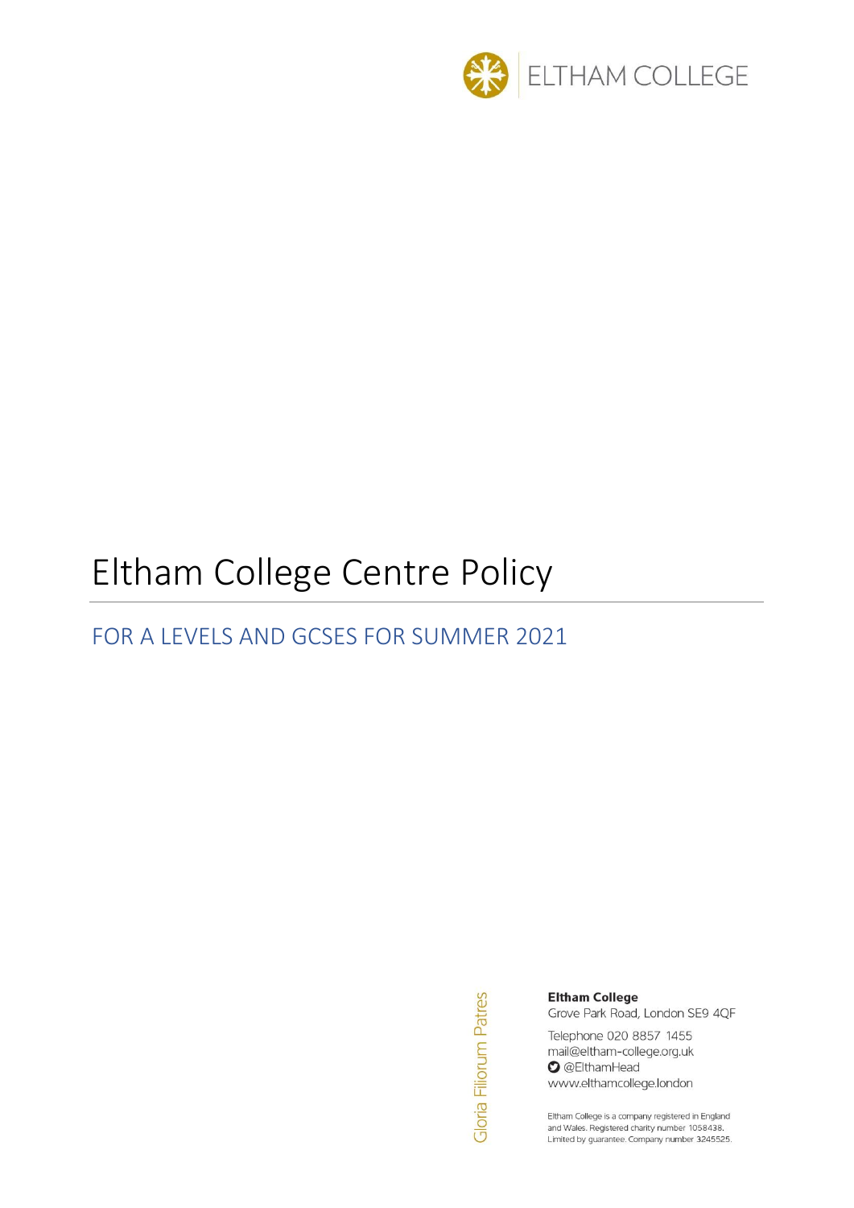ELTHAM COLLEGE

# Eltham College Centre Policy

## FOR A LEVELS AND GCSES FOR SUMMER 2021

Gloria Filiorum Patres

**Eltham College**
Grove Park Road, London SE9 4QF

Telephone 020 8857 1455
mail@eltham-college.org.uk
@ElthamHead
www.elthamcollege.london

Eltham College is a company registered in England and Wales. Registered charity number 1058438. Limited by guarantee. Company number 3245525.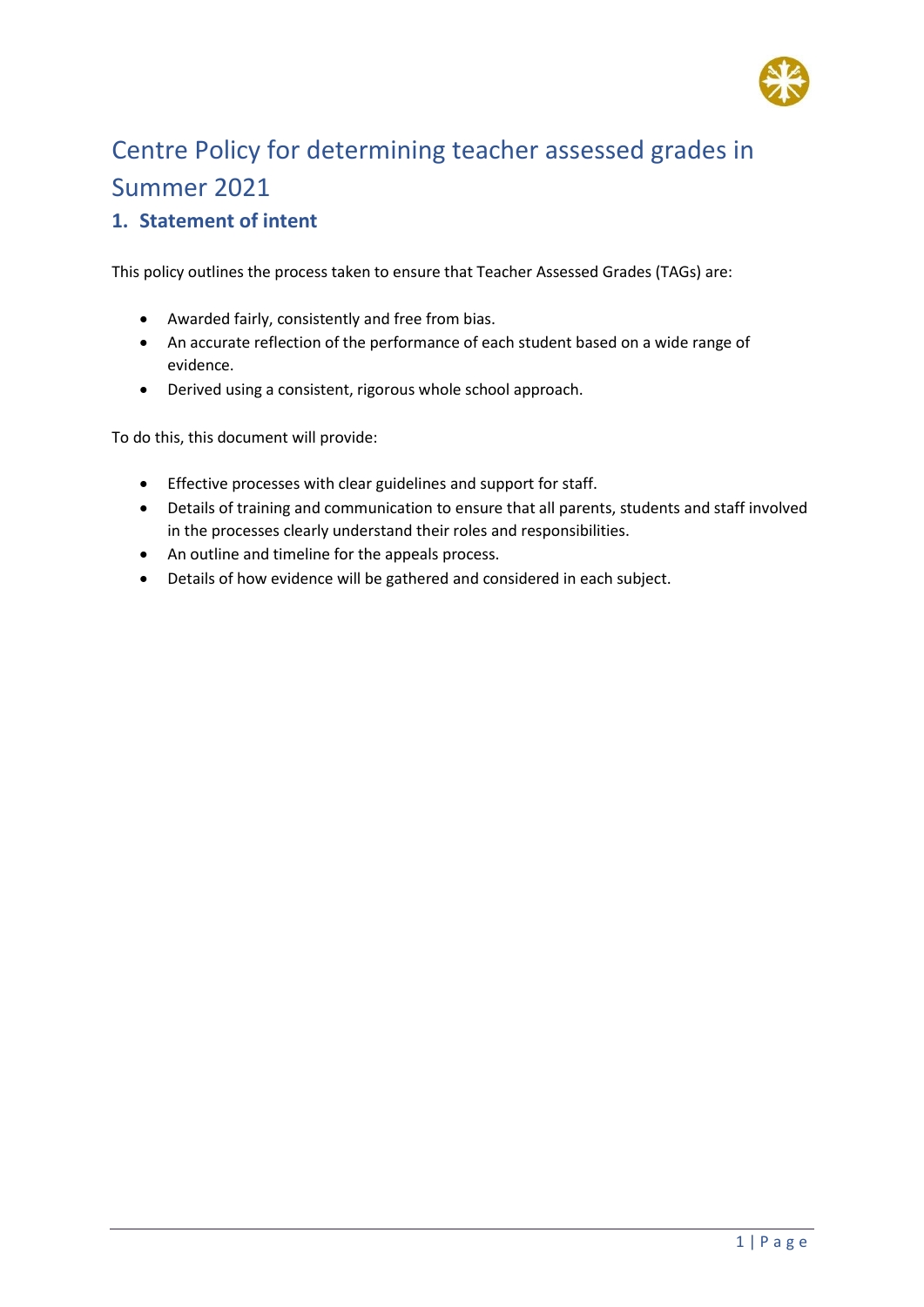# Centre Policy for determining teacher assessed grades in Summer 2021

## 1. Statement of intent

This policy outlines the process taken to ensure that Teacher Assessed Grades (TAGs) are:

- Awarded fairly, consistently and free from bias.
- An accurate reflection of the performance of each student based on a wide range of evidence.
- Derived using a consistent, rigorous whole school approach.

To do this, this document will provide:

- Effective processes with clear guidelines and support for staff.
- Details of training and communication to ensure that all parents, students and staff involved in the processes clearly understand their roles and responsibilities.
- An outline and timeline for the appeals process.
- Details of how evidence will be gathered and considered in each subject.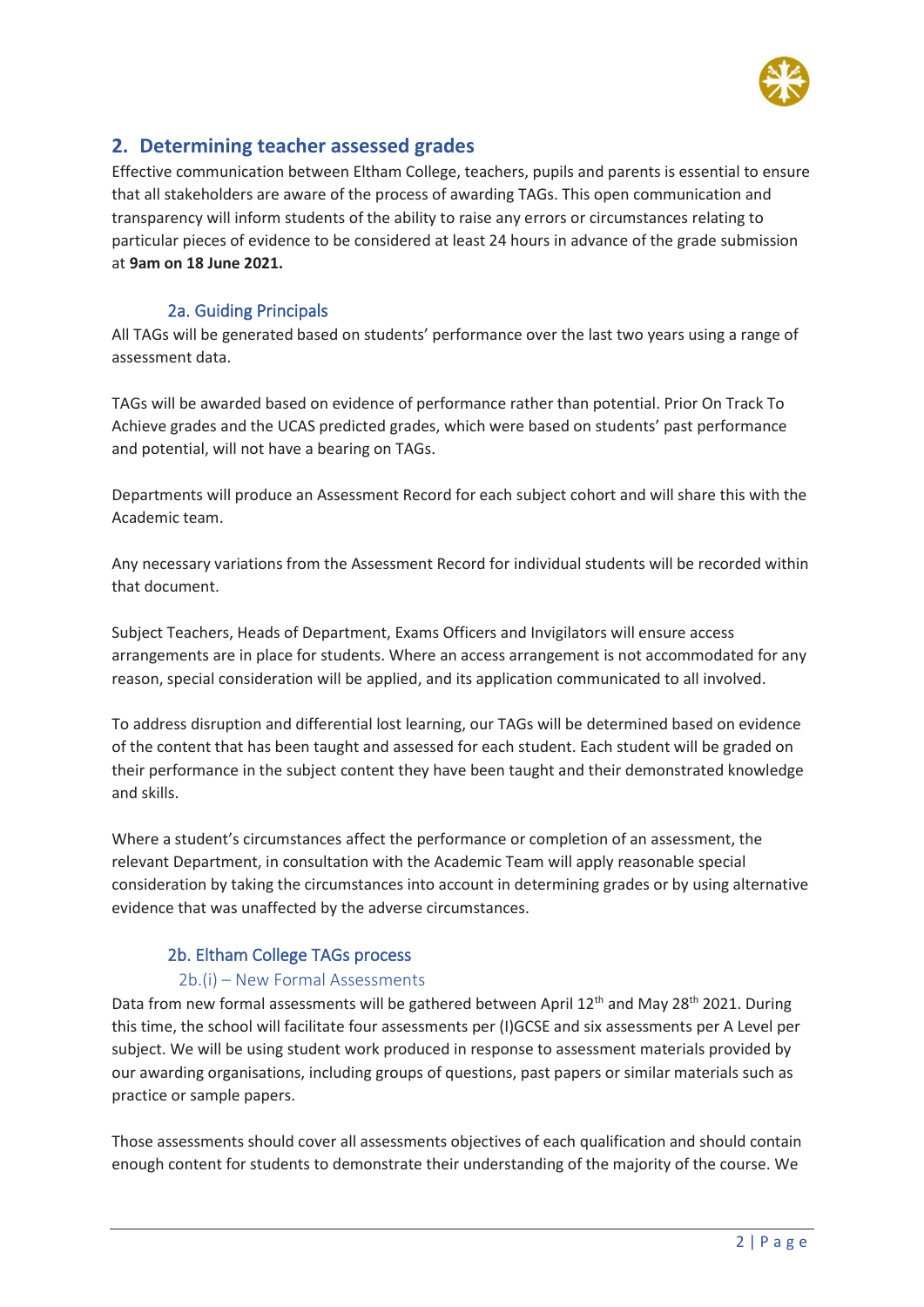## 2. Determining teacher assessed grades

Effective communication between Eltham College, teachers, pupils and parents is essential to ensure that all stakeholders are aware of the process of awarding TAGs. This open communication and transparency will inform students of the ability to raise any errors or circumstances relating to particular pieces of evidence to be considered at least 24 hours in advance of the grade submission at **9am on 18 June 2021.**

### 2a. Guiding Principals

All TAGs will be generated based on students' performance over the last two years using a range of assessment data.

TAGs will be awarded based on evidence of performance rather than potential. Prior On Track To Achieve grades and the UCAS predicted grades, which were based on students' past performance and potential, will not have a bearing on TAGs.

Departments will produce an Assessment Record for each subject cohort and will share this with the Academic team.

Any necessary variations from the Assessment Record for individual students will be recorded within that document.

Subject Teachers, Heads of Department, Exams Officers and Invigilators will ensure access arrangements are in place for students. Where an access arrangement is not accommodated for any reason, special consideration will be applied, and its application communicated to all involved.

To address disruption and differential lost learning, our TAGs will be determined based on evidence of the content that has been taught and assessed for each student. Each student will be graded on their performance in the subject content they have been taught and their demonstrated knowledge and skills.

Where a student's circumstances affect the performance or completion of an assessment, the relevant Department, in consultation with the Academic Team will apply reasonable special consideration by taking the circumstances into account in determining grades or by using alternative evidence that was unaffected by the adverse circumstances.

### 2b. Eltham College TAGs process

#### 2b.(i) – New Formal Assessments

Data from new formal assessments will be gathered between April 12th and May 28th 2021. During this time, the school will facilitate four assessments per (I)GCSE and six assessments per A Level per subject. We will be using student work produced in response to assessment materials provided by our awarding organisations, including groups of questions, past papers or similar materials such as practice or sample papers.

Those assessments should cover all assessments objectives of each qualification and should contain enough content for students to demonstrate their understanding of the majority of the course. We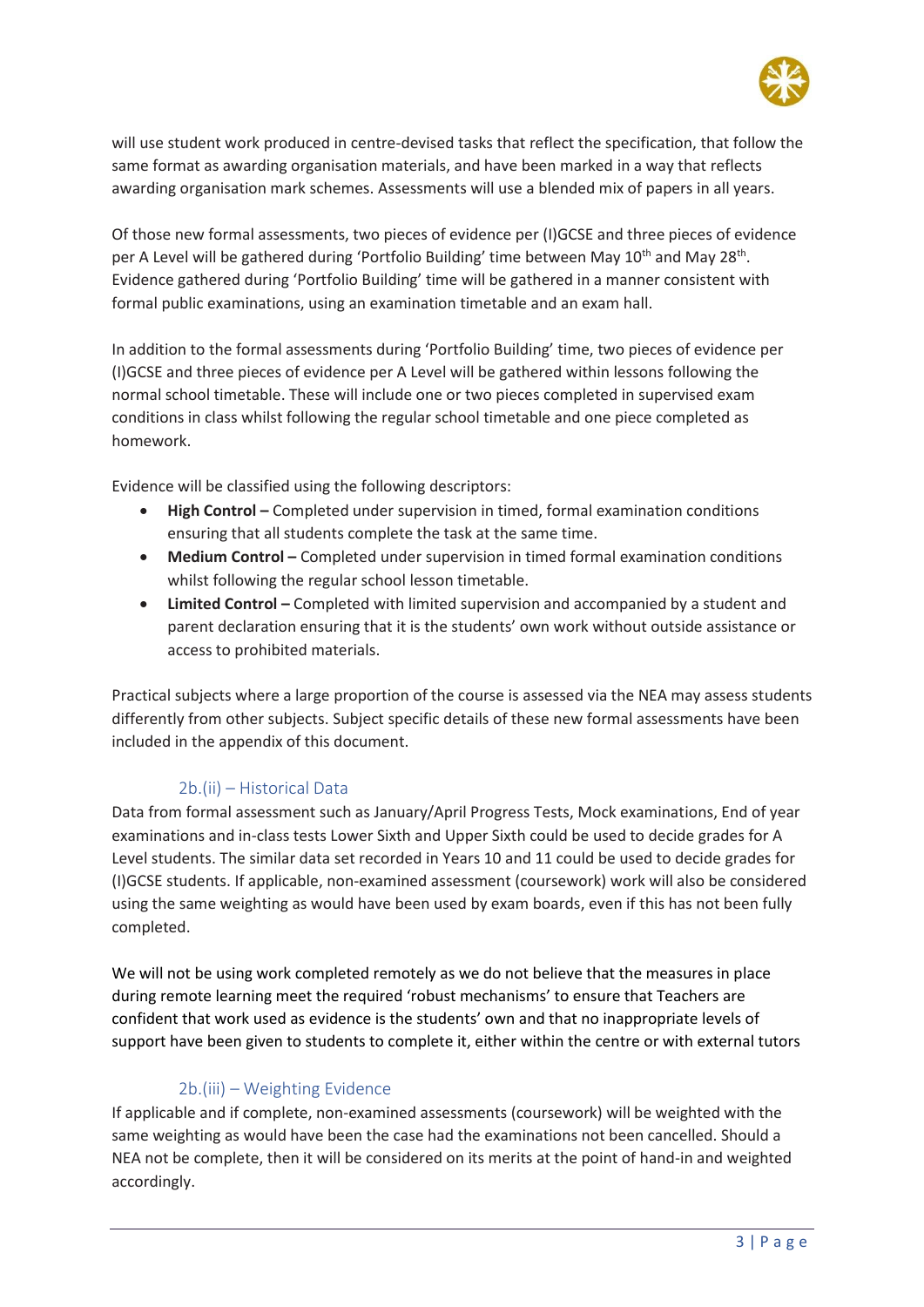will use student work produced in centre-devised tasks that reflect the specification, that follow the same format as awarding organisation materials, and have been marked in a way that reflects awarding organisation mark schemes. Assessments will use a blended mix of papers in all years.

Of those new formal assessments, two pieces of evidence per (I)GCSE and three pieces of evidence per A Level will be gathered during 'Portfolio Building' time between May 10th and May 28th. Evidence gathered during 'Portfolio Building' time will be gathered in a manner consistent with formal public examinations, using an examination timetable and an exam hall.

In addition to the formal assessments during 'Portfolio Building' time, two pieces of evidence per (I)GCSE and three pieces of evidence per A Level will be gathered within lessons following the normal school timetable. These will include one or two pieces completed in supervised exam conditions in class whilst following the regular school timetable and one piece completed as homework.

Evidence will be classified using the following descriptors:

- **High Control –** Completed under supervision in timed, formal examination conditions ensuring that all students complete the task at the same time.
- **Medium Control –** Completed under supervision in timed formal examination conditions whilst following the regular school lesson timetable.
- **Limited Control –** Completed with limited supervision and accompanied by a student and parent declaration ensuring that it is the students' own work without outside assistance or access to prohibited materials.

Practical subjects where a large proportion of the course is assessed via the NEA may assess students differently from other subjects. Subject specific details of these new formal assessments have been included in the appendix of this document.

### 2b.(ii) – Historical Data

Data from formal assessment such as January/April Progress Tests, Mock examinations, End of year examinations and in-class tests Lower Sixth and Upper Sixth could be used to decide grades for A Level students. The similar data set recorded in Years 10 and 11 could be used to decide grades for (I)GCSE students. If applicable, non-examined assessment (coursework) work will also be considered using the same weighting as would have been used by exam boards, even if this has not been fully completed.

We will not be using work completed remotely as we do not believe that the measures in place during remote learning meet the required 'robust mechanisms' to ensure that Teachers are confident that work used as evidence is the students' own and that no inappropriate levels of support have been given to students to complete it, either within the centre or with external tutors

### 2b.(iii) – Weighting Evidence

If applicable and if complete, non-examined assessments (coursework) will be weighted with the same weighting as would have been the case had the examinations not been cancelled. Should a NEA not be complete, then it will be considered on its merits at the point of hand-in and weighted accordingly.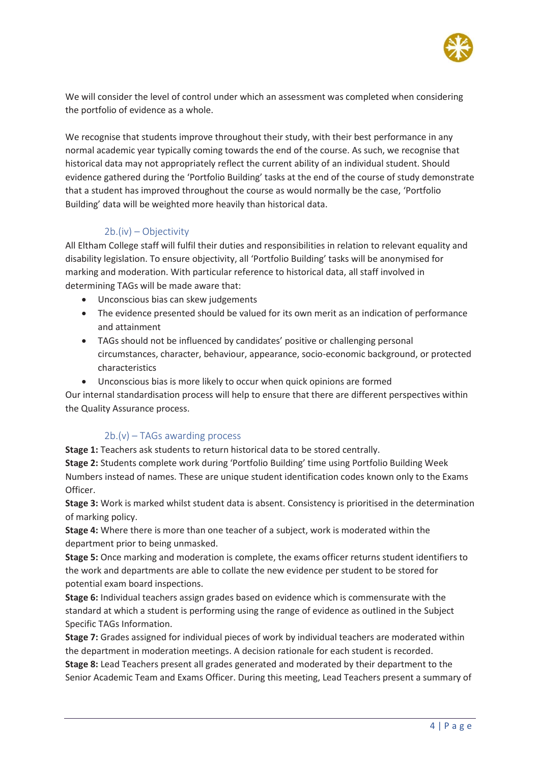We will consider the level of control under which an assessment was completed when considering the portfolio of evidence as a whole.

We recognise that students improve throughout their study, with their best performance in any normal academic year typically coming towards the end of the course. As such, we recognise that historical data may not appropriately reflect the current ability of an individual student. Should evidence gathered during the 'Portfolio Building' tasks at the end of the course of study demonstrate that a student has improved throughout the course as would normally be the case, 'Portfolio Building' data will be weighted more heavily than historical data.

### 2b.(iv) – Objectivity

All Eltham College staff will fulfil their duties and responsibilities in relation to relevant equality and disability legislation. To ensure objectivity, all 'Portfolio Building' tasks will be anonymised for marking and moderation. With particular reference to historical data, all staff involved in determining TAGs will be made aware that:

- Unconscious bias can skew judgements
- The evidence presented should be valued for its own merit as an indication of performance and attainment
- TAGs should not be influenced by candidates' positive or challenging personal circumstances, character, behaviour, appearance, socio-economic background, or protected characteristics
- Unconscious bias is more likely to occur when quick opinions are formed

Our internal standardisation process will help to ensure that there are different perspectives within the Quality Assurance process.

### 2b.(v) – TAGs awarding process

**Stage 1:** Teachers ask students to return historical data to be stored centrally.

**Stage 2:** Students complete work during 'Portfolio Building' time using Portfolio Building Week Numbers instead of names. These are unique student identification codes known only to the Exams Officer.

**Stage 3:** Work is marked whilst student data is absent. Consistency is prioritised in the determination of marking policy.

**Stage 4:** Where there is more than one teacher of a subject, work is moderated within the department prior to being unmasked.

**Stage 5:** Once marking and moderation is complete, the exams officer returns student identifiers to the work and departments are able to collate the new evidence per student to be stored for potential exam board inspections.

**Stage 6:** Individual teachers assign grades based on evidence which is commensurate with the standard at which a student is performing using the range of evidence as outlined in the Subject Specific TAGs Information.

**Stage 7:** Grades assigned for individual pieces of work by individual teachers are moderated within the department in moderation meetings. A decision rationale for each student is recorded.

**Stage 8:** Lead Teachers present all grades generated and moderated by their department to the Senior Academic Team and Exams Officer. During this meeting, Lead Teachers present a summary of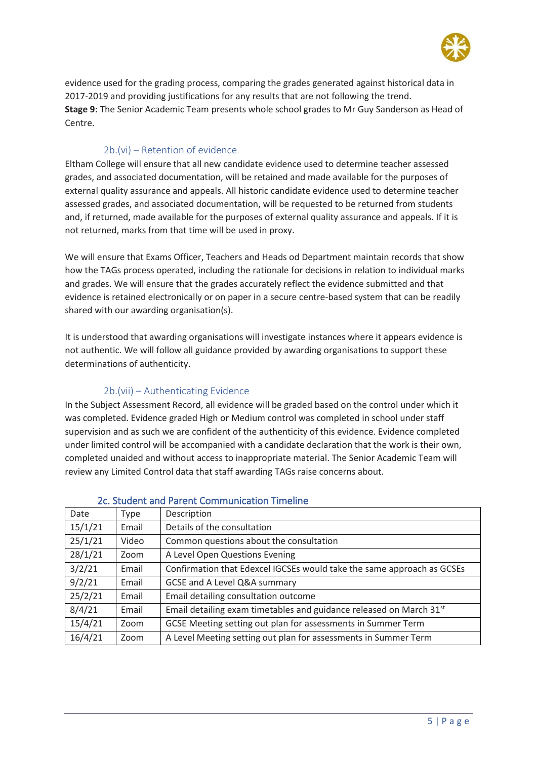evidence used for the grading process, comparing the grades generated against historical data in 2017-2019 and providing justifications for any results that are not following the trend.
**Stage 9:** The Senior Academic Team presents whole school grades to Mr Guy Sanderson as Head of Centre.

### 2b.(vi) – Retention of evidence

Eltham College will ensure that all new candidate evidence used to determine teacher assessed grades, and associated documentation, will be retained and made available for the purposes of external quality assurance and appeals. All historic candidate evidence used to determine teacher assessed grades, and associated documentation, will be requested to be returned from students and, if returned, made available for the purposes of external quality assurance and appeals. If it is not returned, marks from that time will be used in proxy.

We will ensure that Exams Officer, Teachers and Heads od Department maintain records that show how the TAGs process operated, including the rationale for decisions in relation to individual marks and grades. We will ensure that the grades accurately reflect the evidence submitted and that evidence is retained electronically or on paper in a secure centre-based system that can be readily shared with our awarding organisation(s).

It is understood that awarding organisations will investigate instances where it appears evidence is not authentic. We will follow all guidance provided by awarding organisations to support these determinations of authenticity.

### 2b.(vii) – Authenticating Evidence

In the Subject Assessment Record, all evidence will be graded based on the control under which it was completed. Evidence graded High or Medium control was completed in school under staff supervision and as such we are confident of the authenticity of this evidence. Evidence completed under limited control will be accompanied with a candidate declaration that the work is their own, completed unaided and without access to inappropriate material. The Senior Academic Team will review any Limited Control data that staff awarding TAGs raise concerns about.

## 2c. Student and Parent Communication Timeline

| Date | Type | Description |
|---|---|---|
| 15/1/21 | Email | Details of the consultation |
| 25/1/21 | Video | Common questions about the consultation |
| 28/1/21 | Zoom | A Level Open Questions Evening |
| 3/2/21 | Email | Confirmation that Edexcel IGCSEs would take the same approach as GCSEs |
| 9/2/21 | Email | GCSE and A Level Q&A summary |
| 25/2/21 | Email | Email detailing consultation outcome |
| 8/4/21 | Email | Email detailing exam timetables and guidance released on March 31st |
| 15/4/21 | Zoom | GCSE Meeting setting out plan for assessments in Summer Term |
| 16/4/21 | Zoom | A Level Meeting setting out plan for assessments in Summer Term |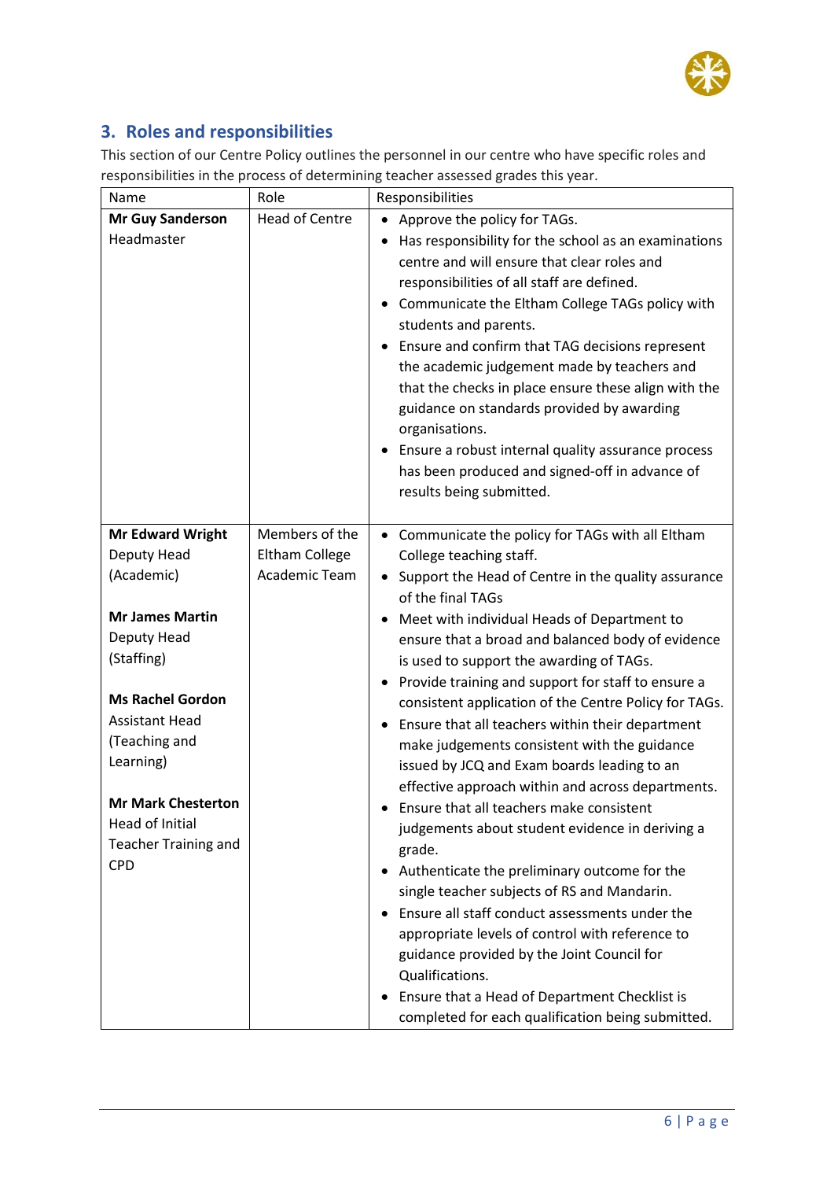## 3. Roles and responsibilities

This section of our Centre Policy outlines the personnel in our centre who have specific roles and responsibilities in the process of determining teacher assessed grades this year.

| Name | Role | Responsibilities |
|---|---|---|
| **Mr Guy Sanderson**<br>Headmaster | Head of Centre | • Approve the policy for TAGs.<br>• Has responsibility for the school as an examinations centre and will ensure that clear roles and responsibilities of all staff are defined.<br>• Communicate the Eltham College TAGs policy with students and parents.<br>• Ensure and confirm that TAG decisions represent the academic judgement made by teachers and that the checks in place ensure these align with the guidance on standards provided by awarding organisations.<br>• Ensure a robust internal quality assurance process has been produced and signed-off in advance of results being submitted. |
| **Mr Edward Wright**<br>Deputy Head (Academic)<br><br>**Mr James Martin**<br>Deputy Head (Staffing)<br><br>**Ms Rachel Gordon**<br>Assistant Head (Teaching and Learning)<br><br>**Mr Mark Chesterton**<br>Head of Initial Teacher Training and CPD | Members of the Eltham College Academic Team | • Communicate the policy for TAGs with all Eltham College teaching staff.<br>• Support the Head of Centre in the quality assurance of the final TAGs<br>• Meet with individual Heads of Department to ensure that a broad and balanced body of evidence is used to support the awarding of TAGs.<br>• Provide training and support for staff to ensure a consistent application of the Centre Policy for TAGs.<br>• Ensure that all teachers within their department make judgements consistent with the guidance issued by JCQ and Exam boards leading to an effective approach within and across departments.<br>• Ensure that all teachers make consistent judgements about student evidence in deriving a grade.<br>• Authenticate the preliminary outcome for the single teacher subjects of RS and Mandarin.<br>• Ensure all staff conduct assessments under the appropriate levels of control with reference to guidance provided by the Joint Council for Qualifications.<br>• Ensure that a Head of Department Checklist is completed for each qualification being submitted. |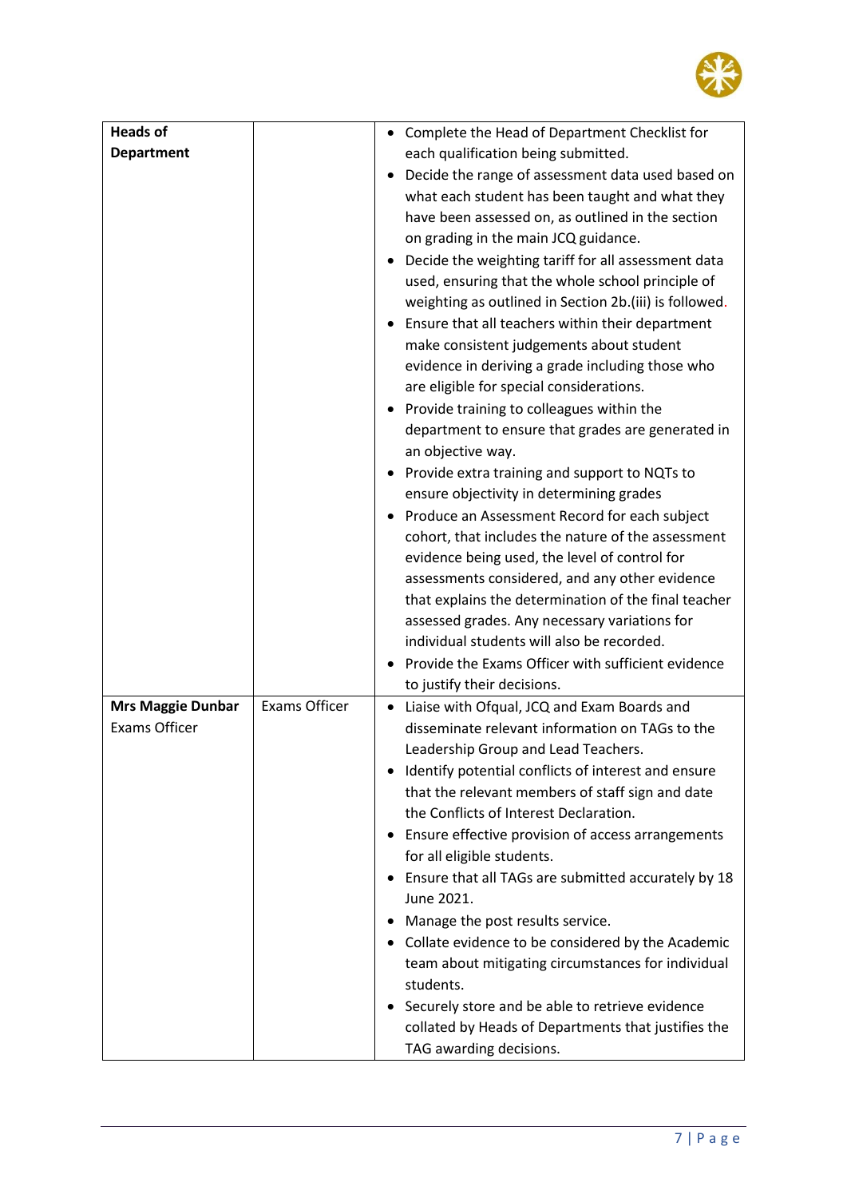| | | |
|---|---|---|
| **Heads of Department** | | • Complete the Head of Department Checklist for each qualification being submitted.<br>• Decide the range of assessment data used based on what each student has been taught and what they have been assessed on, as outlined in the section on grading in the main JCQ guidance.<br>• Decide the weighting tariff for all assessment data used, ensuring that the whole school principle of weighting as outlined in Section 2b.(iii) is followed.<br>• Ensure that all teachers within their department make consistent judgements about student evidence in deriving a grade including those who are eligible for special considerations.<br>• Provide training to colleagues within the department to ensure that grades are generated in an objective way.<br>• Provide extra training and support to NQTs to ensure objectivity in determining grades<br>• Produce an Assessment Record for each subject cohort, that includes the nature of the assessment evidence being used, the level of control for assessments considered, and any other evidence that explains the determination of the final teacher assessed grades. Any necessary variations for individual students will also be recorded.<br>• Provide the Exams Officer with sufficient evidence to justify their decisions. |
| **Mrs Maggie Dunbar**<br>Exams Officer | Exams Officer | • Liaise with Ofqual, JCQ and Exam Boards and disseminate relevant information on TAGs to the Leadership Group and Lead Teachers.<br>• Identify potential conflicts of interest and ensure that the relevant members of staff sign and date the Conflicts of Interest Declaration.<br>• Ensure effective provision of access arrangements for all eligible students.<br>• Ensure that all TAGs are submitted accurately by 18 June 2021.<br>• Manage the post results service.<br>• Collate evidence to be considered by the Academic team about mitigating circumstances for individual students.<br>• Securely store and be able to retrieve evidence collated by Heads of Departments that justifies the TAG awarding decisions. |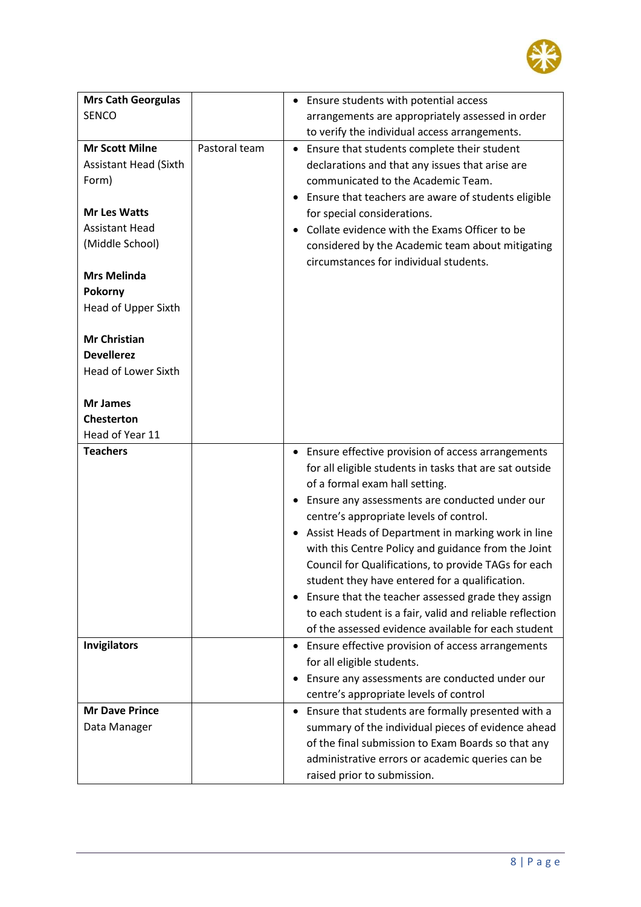| | | |
|---|---|---|
| **Mrs Cath Georgulas**<br>SENCO | | • Ensure students with potential access arrangements are appropriately assessed in order to verify the individual access arrangements. |
| **Mr Scott Milne**<br>Assistant Head (Sixth Form)<br><br>**Mr Les Watts**<br>Assistant Head (Middle School)<br><br>**Mrs Melinda Pokorny**<br>Head of Upper Sixth<br><br>**Mr Christian Devellerez**<br>Head of Lower Sixth<br><br>**Mr James Chesterton**<br>Head of Year 11 | Pastoral team | • Ensure that students complete their student declarations and that any issues that arise are communicated to the Academic Team.<br>• Ensure that teachers are aware of students eligible for special considerations.<br>• Collate evidence with the Exams Officer to be considered by the Academic team about mitigating circumstances for individual students. |
| **Teachers** | | • Ensure effective provision of access arrangements for all eligible students in tasks that are sat outside of a formal exam hall setting.<br>• Ensure any assessments are conducted under our centre's appropriate levels of control.<br>• Assist Heads of Department in marking work in line with this Centre Policy and guidance from the Joint Council for Qualifications, to provide TAGs for each student they have entered for a qualification.<br>• Ensure that the teacher assessed grade they assign to each student is a fair, valid and reliable reflection of the assessed evidence available for each student |
| **Invigilators** | | • Ensure effective provision of access arrangements for all eligible students.<br>• Ensure any assessments are conducted under our centre's appropriate levels of control |
| **Mr Dave Prince**<br>Data Manager | | • Ensure that students are formally presented with a summary of the individual pieces of evidence ahead of the final submission to Exam Boards so that any administrative errors or academic queries can be raised prior to submission. |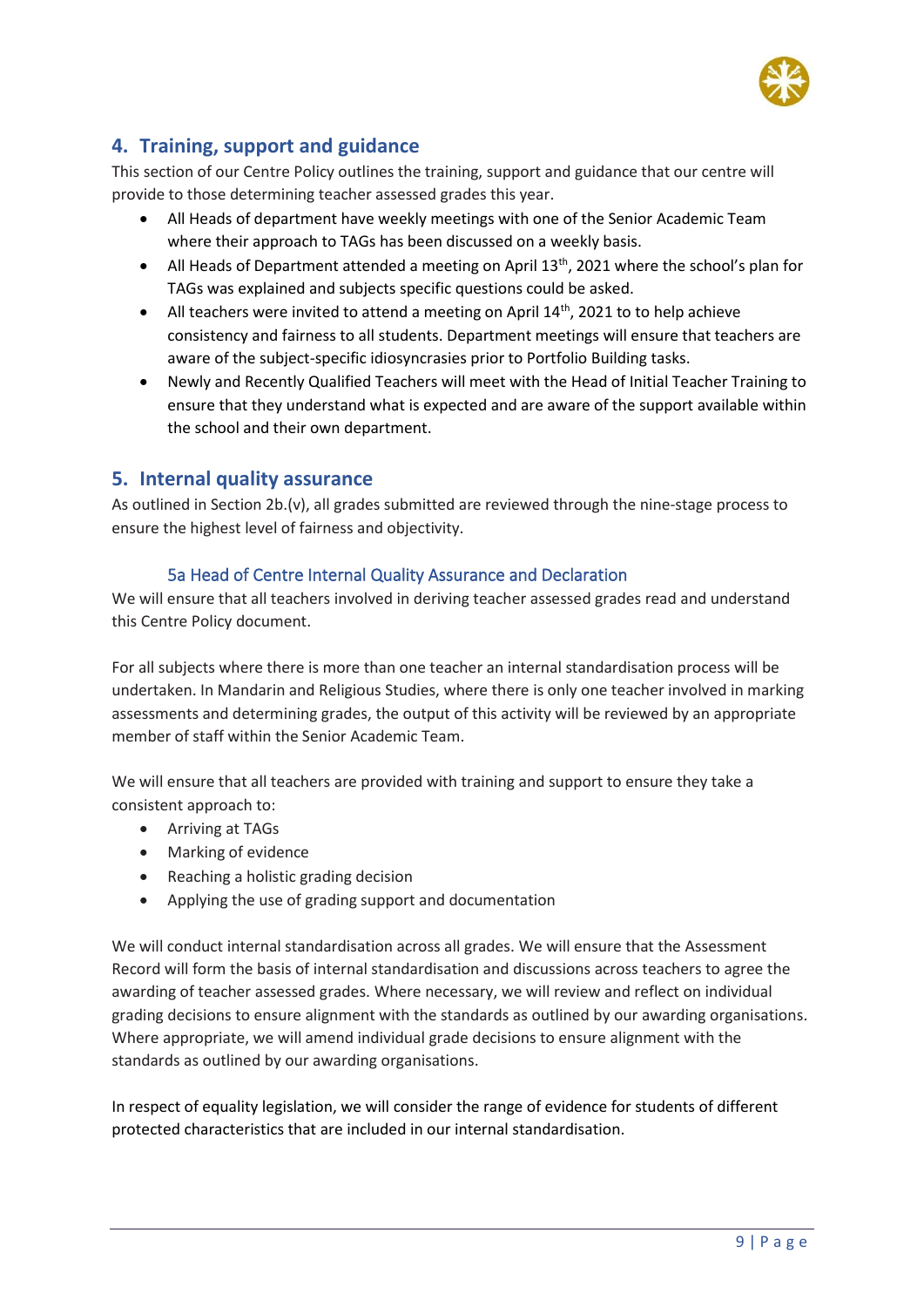## 4. Training, support and guidance

This section of our Centre Policy outlines the training, support and guidance that our centre will provide to those determining teacher assessed grades this year.

- All Heads of department have weekly meetings with one of the Senior Academic Team where their approach to TAGs has been discussed on a weekly basis.
- All Heads of Department attended a meeting on April 13th, 2021 where the school's plan for TAGs was explained and subjects specific questions could be asked.
- All teachers were invited to attend a meeting on April 14th, 2021 to to help achieve consistency and fairness to all students. Department meetings will ensure that teachers are aware of the subject-specific idiosyncrasies prior to Portfolio Building tasks.
- Newly and Recently Qualified Teachers will meet with the Head of Initial Teacher Training to ensure that they understand what is expected and are aware of the support available within the school and their own department.

## 5. Internal quality assurance

As outlined in Section 2b.(v), all grades submitted are reviewed through the nine-stage process to ensure the highest level of fairness and objectivity.

### 5a Head of Centre Internal Quality Assurance and Declaration

We will ensure that all teachers involved in deriving teacher assessed grades read and understand this Centre Policy document.

For all subjects where there is more than one teacher an internal standardisation process will be undertaken. In Mandarin and Religious Studies, where there is only one teacher involved in marking assessments and determining grades, the output of this activity will be reviewed by an appropriate member of staff within the Senior Academic Team.

We will ensure that all teachers are provided with training and support to ensure they take a consistent approach to:

- Arriving at TAGs
- Marking of evidence
- Reaching a holistic grading decision
- Applying the use of grading support and documentation

We will conduct internal standardisation across all grades. We will ensure that the Assessment Record will form the basis of internal standardisation and discussions across teachers to agree the awarding of teacher assessed grades. Where necessary, we will review and reflect on individual grading decisions to ensure alignment with the standards as outlined by our awarding organisations. Where appropriate, we will amend individual grade decisions to ensure alignment with the standards as outlined by our awarding organisations.

In respect of equality legislation, we will consider the range of evidence for students of different protected characteristics that are included in our internal standardisation.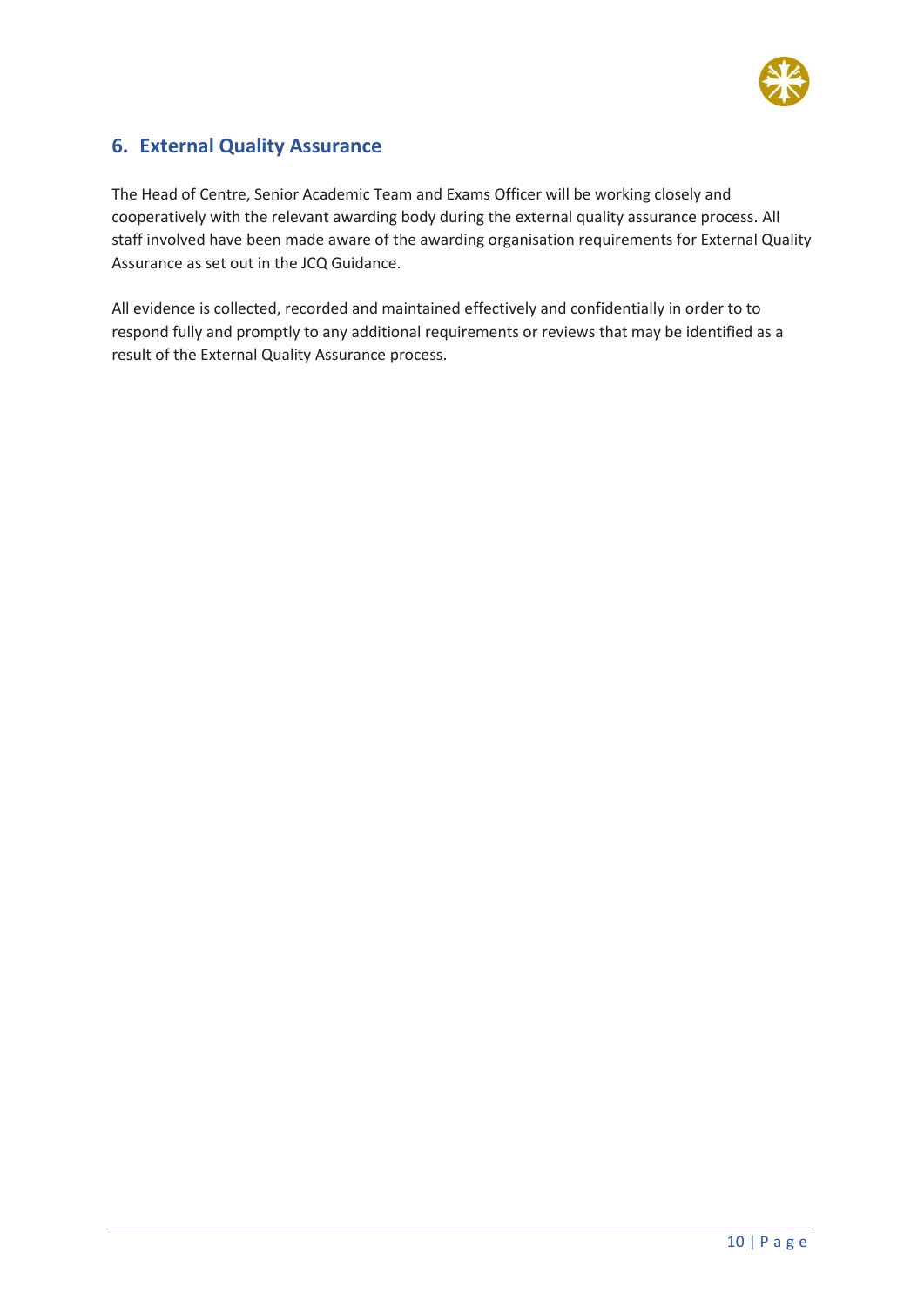## 6. External Quality Assurance

The Head of Centre, Senior Academic Team and Exams Officer will be working closely and cooperatively with the relevant awarding body during the external quality assurance process. All staff involved have been made aware of the awarding organisation requirements for External Quality Assurance as set out in the JCQ Guidance.

All evidence is collected, recorded and maintained effectively and confidentially in order to to respond fully and promptly to any additional requirements or reviews that may be identified as a result of the External Quality Assurance process.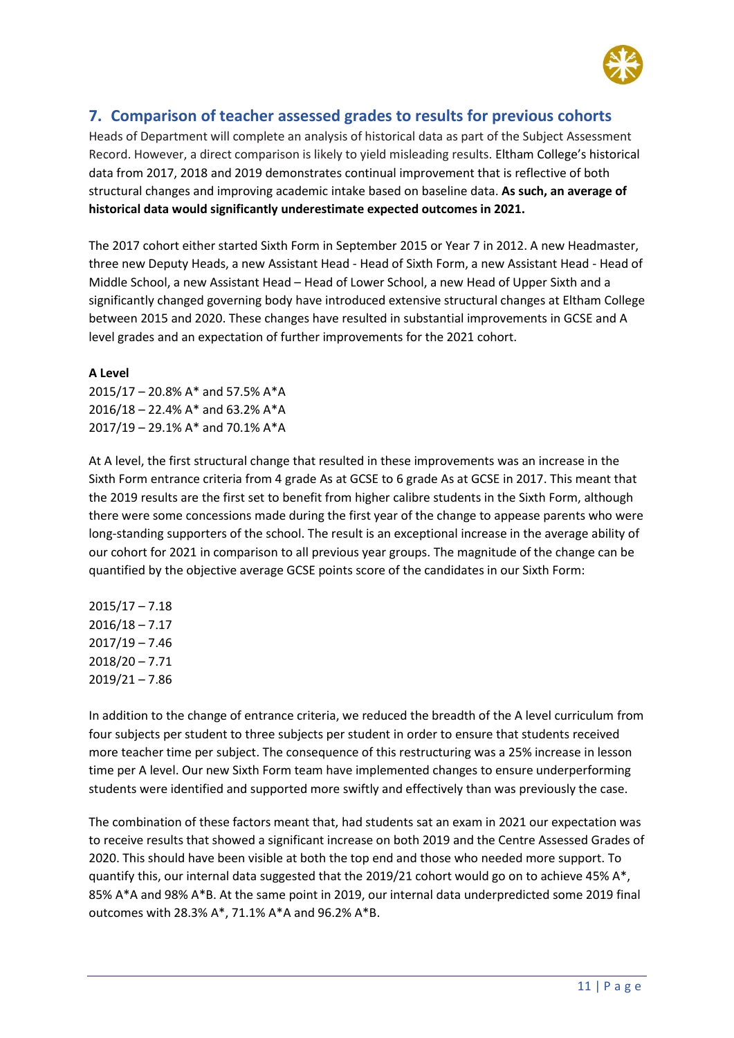## 7. Comparison of teacher assessed grades to results for previous cohorts

Heads of Department will complete an analysis of historical data as part of the Subject Assessment Record. However, a direct comparison is likely to yield misleading results. Eltham College's historical data from 2017, 2018 and 2019 demonstrates continual improvement that is reflective of both structural changes and improving academic intake based on baseline data. **As such, an average of historical data would significantly underestimate expected outcomes in 2021.**

The 2017 cohort either started Sixth Form in September 2015 or Year 7 in 2012. A new Headmaster, three new Deputy Heads, a new Assistant Head - Head of Sixth Form, a new Assistant Head - Head of Middle School, a new Assistant Head – Head of Lower School, a new Head of Upper Sixth and a significantly changed governing body have introduced extensive structural changes at Eltham College between 2015 and 2020. These changes have resulted in substantial improvements in GCSE and A level grades and an expectation of further improvements for the 2021 cohort.

**A Level**

2015/17 – 20.8% A* and 57.5% A*A
2016/18 – 22.4% A* and 63.2% A*A
2017/19 – 29.1% A* and 70.1% A*A

At A level, the first structural change that resulted in these improvements was an increase in the Sixth Form entrance criteria from 4 grade As at GCSE to 6 grade As at GCSE in 2017. This meant that the 2019 results are the first set to benefit from higher calibre students in the Sixth Form, although there were some concessions made during the first year of the change to appease parents who were long-standing supporters of the school. The result is an exceptional increase in the average ability of our cohort for 2021 in comparison to all previous year groups. The magnitude of the change can be quantified by the objective average GCSE points score of the candidates in our Sixth Form:

2015/17 – 7.18
2016/18 – 7.17
2017/19 – 7.46
2018/20 – 7.71
2019/21 – 7.86

In addition to the change of entrance criteria, we reduced the breadth of the A level curriculum from four subjects per student to three subjects per student in order to ensure that students received more teacher time per subject. The consequence of this restructuring was a 25% increase in lesson time per A level. Our new Sixth Form team have implemented changes to ensure underperforming students were identified and supported more swiftly and effectively than was previously the case.

The combination of these factors meant that, had students sat an exam in 2021 our expectation was to receive results that showed a significant increase on both 2019 and the Centre Assessed Grades of 2020. This should have been visible at both the top end and those who needed more support. To quantify this, our internal data suggested that the 2019/21 cohort would go on to achieve 45% A*, 85% A*A and 98% A*B. At the same point in 2019, our internal data underpredicted some 2019 final outcomes with 28.3% A*, 71.1% A*A and 96.2% A*B.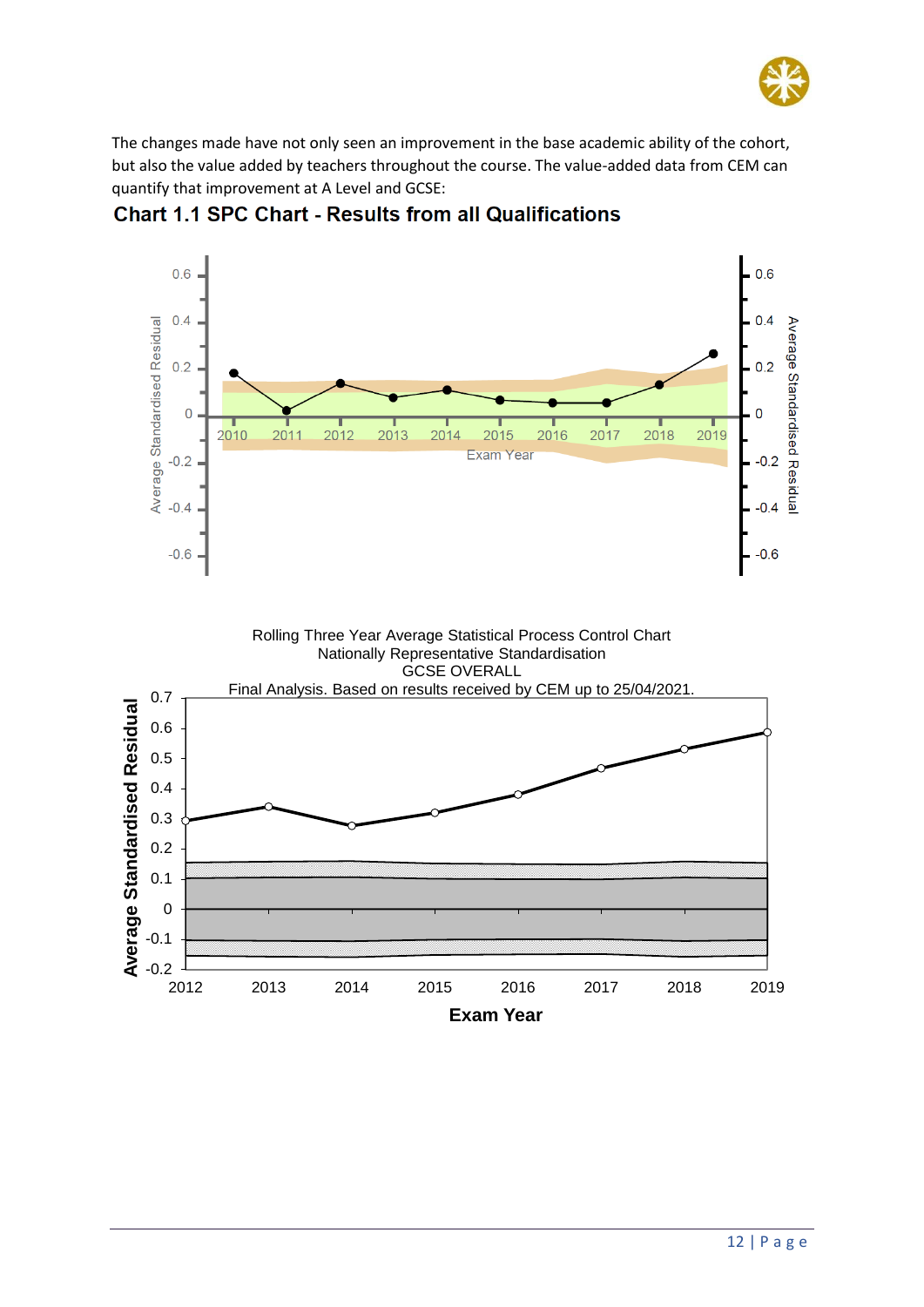The changes made have not only seen an improvement in the base academic ability of the cohort, but also the value added by teachers throughout the course. The value-added data from CEM can quantify that improvement at A Level and GCSE:

**Chart 1.1 SPC Chart - Results from all Qualifications**

Rolling Three Year Average Statistical Process Control Chart
Nationally Representative Standardisation
GCSE OVERALL
Final Analysis. Based on results received by CEM up to 25/04/2021.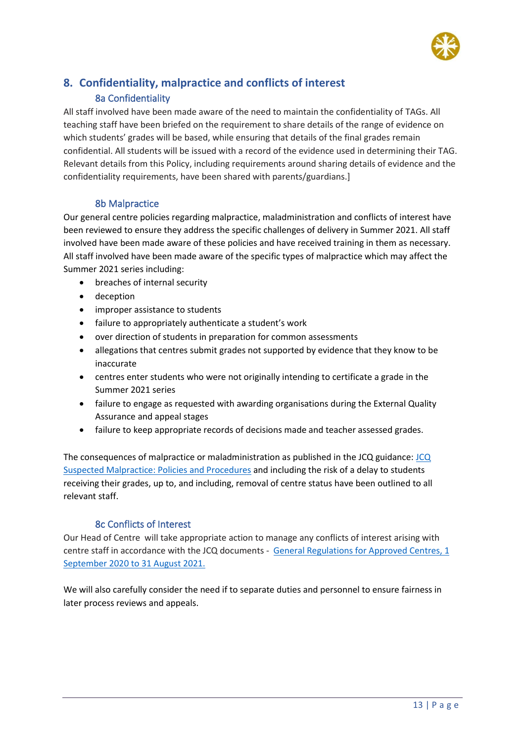## 8. Confidentiality, malpractice and conflicts of interest

### 8a Confidentiality

All staff involved have been made aware of the need to maintain the confidentiality of TAGs. All teaching staff have been briefed on the requirement to share details of the range of evidence on which students' grades will be based, while ensuring that details of the final grades remain confidential. All students will be issued with a record of the evidence used in determining their TAG. Relevant details from this Policy, including requirements around sharing details of evidence and the confidentiality requirements, have been shared with parents/guardians.]

### 8b Malpractice

Our general centre policies regarding malpractice, maladministration and conflicts of interest have been reviewed to ensure they address the specific challenges of delivery in Summer 2021. All staff involved have been made aware of these policies and have received training in them as necessary. All staff involved have been made aware of the specific types of malpractice which may affect the Summer 2021 series including:

- breaches of internal security
- deception
- improper assistance to students
- failure to appropriately authenticate a student's work
- over direction of students in preparation for common assessments
- allegations that centres submit grades not supported by evidence that they know to be inaccurate
- centres enter students who were not originally intending to certificate a grade in the Summer 2021 series
- failure to engage as requested with awarding organisations during the External Quality Assurance and appeal stages
- failure to keep appropriate records of decisions made and teacher assessed grades.

The consequences of malpractice or maladministration as published in the JCQ guidance: JCQ Suspected Malpractice: Policies and Procedures and including the risk of a delay to students receiving their grades, up to, and including, removal of centre status have been outlined to all relevant staff.

### 8c Conflicts of Interest

Our Head of Centre will take appropriate action to manage any conflicts of interest arising with centre staff in accordance with the JCQ documents - General Regulations for Approved Centres, 1 September 2020 to 31 August 2021.

We will also carefully consider the need if to separate duties and personnel to ensure fairness in later process reviews and appeals.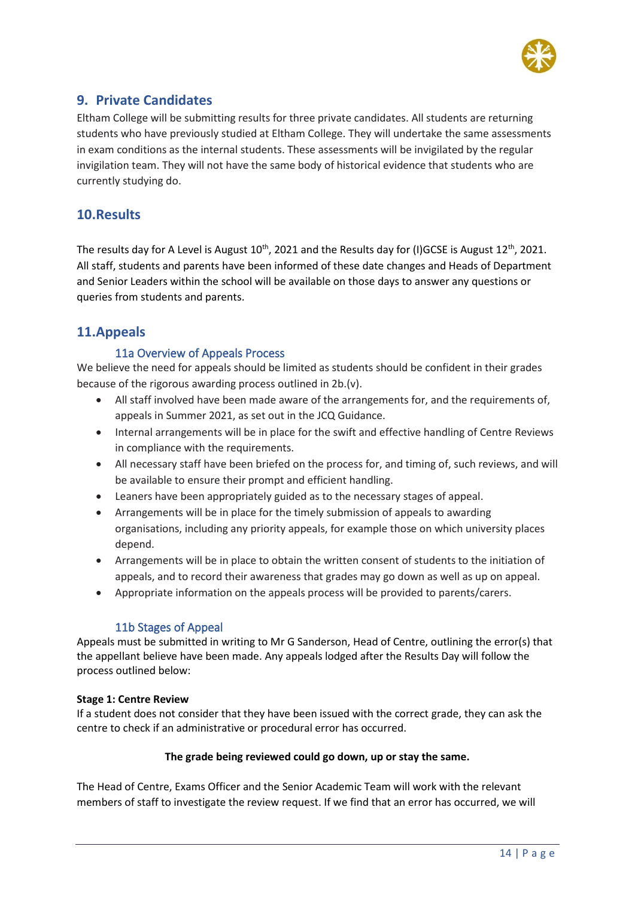## 9. Private Candidates

Eltham College will be submitting results for three private candidates. All students are returning students who have previously studied at Eltham College. They will undertake the same assessments in exam conditions as the internal students. These assessments will be invigilated by the regular invigilation team. They will not have the same body of historical evidence that students who are currently studying do.

## 10.Results

The results day for A Level is August 10th, 2021 and the Results day for (I)GCSE is August 12th, 2021. All staff, students and parents have been informed of these date changes and Heads of Department and Senior Leaders within the school will be available on those days to answer any questions or queries from students and parents.

## 11.Appeals

### 11a Overview of Appeals Process

We believe the need for appeals should be limited as students should be confident in their grades because of the rigorous awarding process outlined in 2b.(v).

- All staff involved have been made aware of the arrangements for, and the requirements of, appeals in Summer 2021, as set out in the JCQ Guidance.
- Internal arrangements will be in place for the swift and effective handling of Centre Reviews in compliance with the requirements.
- All necessary staff have been briefed on the process for, and timing of, such reviews, and will be available to ensure their prompt and efficient handling.
- Leaners have been appropriately guided as to the necessary stages of appeal.
- Arrangements will be in place for the timely submission of appeals to awarding organisations, including any priority appeals, for example those on which university places depend.
- Arrangements will be in place to obtain the written consent of students to the initiation of appeals, and to record their awareness that grades may go down as well as up on appeal.
- Appropriate information on the appeals process will be provided to parents/carers.

### 11b Stages of Appeal

Appeals must be submitted in writing to Mr G Sanderson, Head of Centre, outlining the error(s) that the appellant believe have been made. Any appeals lodged after the Results Day will follow the process outlined below:

**Stage 1: Centre Review**

If a student does not consider that they have been issued with the correct grade, they can ask the centre to check if an administrative or procedural error has occurred.

**The grade being reviewed could go down, up or stay the same.**

The Head of Centre, Exams Officer and the Senior Academic Team will work with the relevant members of staff to investigate the review request. If we find that an error has occurred, we will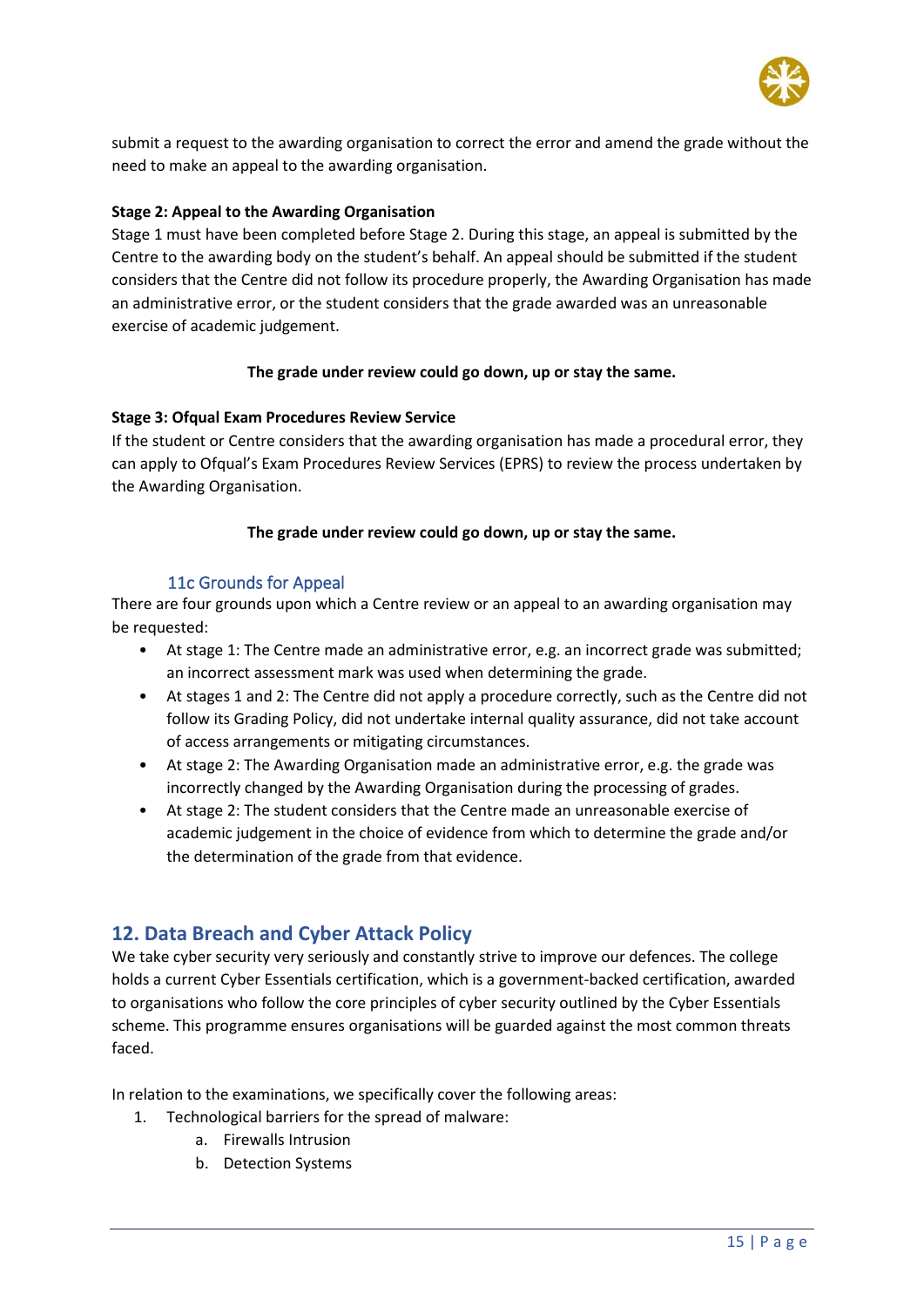submit a request to the awarding organisation to correct the error and amend the grade without the need to make an appeal to the awarding organisation.

**Stage 2: Appeal to the Awarding Organisation**
Stage 1 must have been completed before Stage 2. During this stage, an appeal is submitted by the Centre to the awarding body on the student's behalf. An appeal should be submitted if the student considers that the Centre did not follow its procedure properly, the Awarding Organisation has made an administrative error, or the student considers that the grade awarded was an unreasonable exercise of academic judgement.

**The grade under review could go down, up or stay the same.**

**Stage 3: Ofqual Exam Procedures Review Service**
If the student or Centre considers that the awarding organisation has made a procedural error, they can apply to Ofqual's Exam Procedures Review Services (EPRS) to review the process undertaken by the Awarding Organisation.

**The grade under review could go down, up or stay the same.**

### 11c Grounds for Appeal

There are four grounds upon which a Centre review or an appeal to an awarding organisation may be requested:

- At stage 1: The Centre made an administrative error, e.g. an incorrect grade was submitted; an incorrect assessment mark was used when determining the grade.
- At stages 1 and 2: The Centre did not apply a procedure correctly, such as the Centre did not follow its Grading Policy, did not undertake internal quality assurance, did not take account of access arrangements or mitigating circumstances.
- At stage 2: The Awarding Organisation made an administrative error, e.g. the grade was incorrectly changed by the Awarding Organisation during the processing of grades.
- At stage 2: The student considers that the Centre made an unreasonable exercise of academic judgement in the choice of evidence from which to determine the grade and/or the determination of the grade from that evidence.

## 12. Data Breach and Cyber Attack Policy

We take cyber security very seriously and constantly strive to improve our defences. The college holds a current Cyber Essentials certification, which is a government-backed certification, awarded to organisations who follow the core principles of cyber security outlined by the Cyber Essentials scheme. This programme ensures organisations will be guarded against the most common threats faced.

In relation to the examinations, we specifically cover the following areas:

1. Technological barriers for the spread of malware:
   a. Firewalls Intrusion
   b. Detection Systems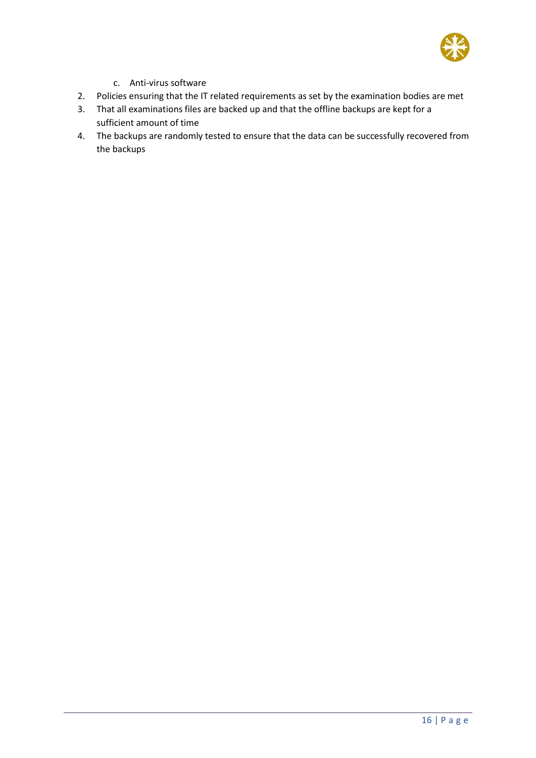c. Anti-virus software
2. Policies ensuring that the IT related requirements as set by the examination bodies are met
3. That all examinations files are backed up and that the offline backups are kept for a sufficient amount of time
4. The backups are randomly tested to ensure that the data can be successfully recovered from the backups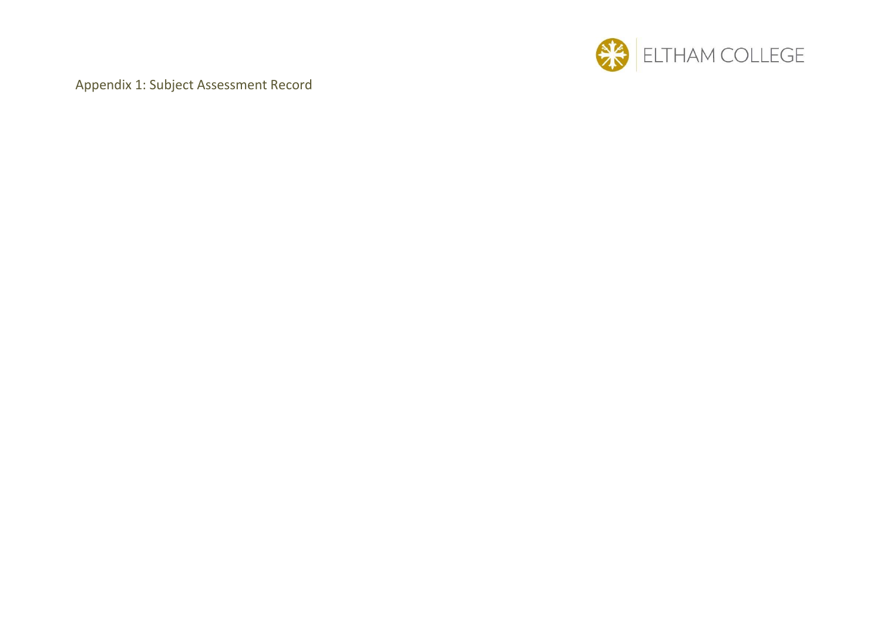Appendix 1: Subject Assessment Record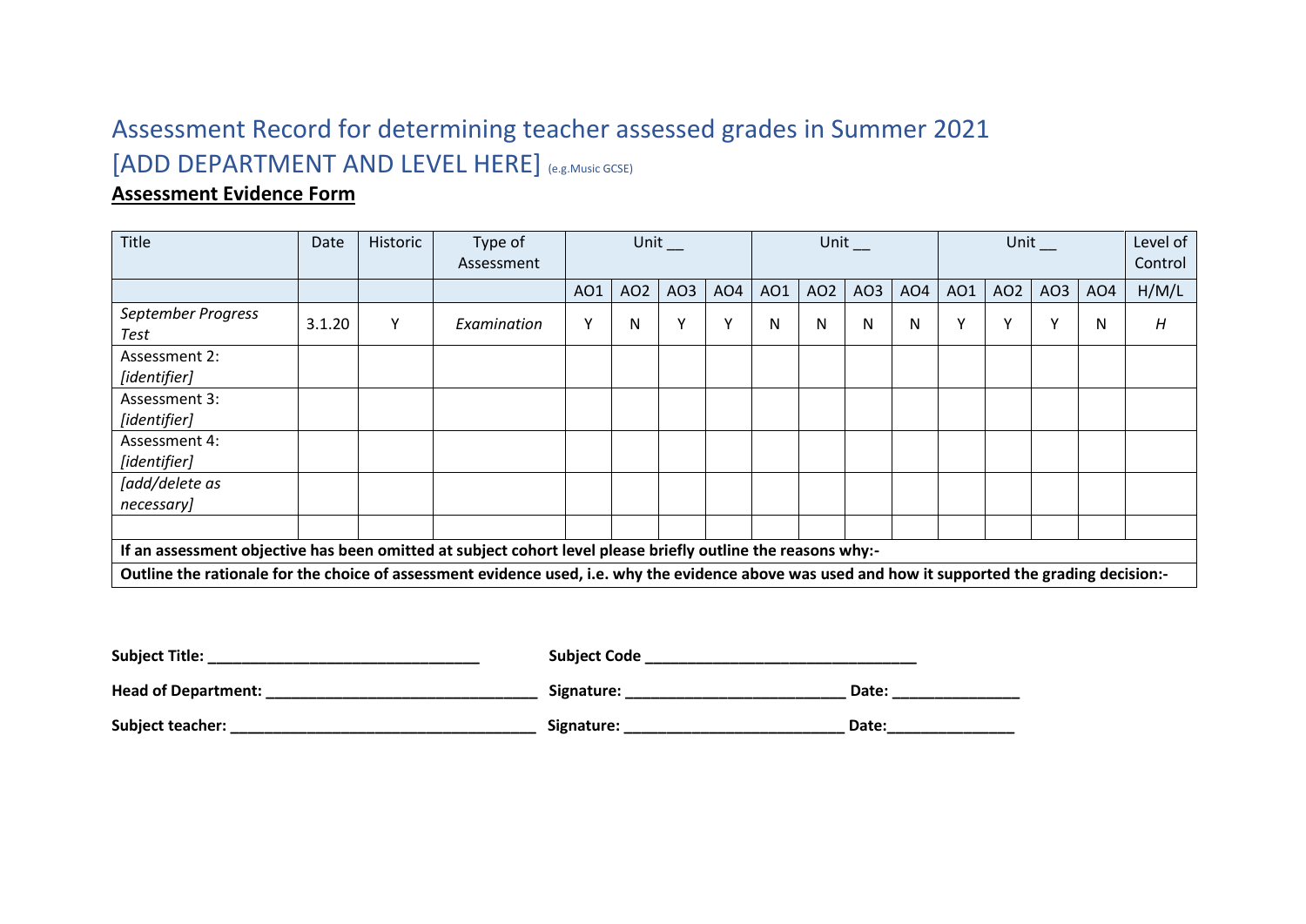# Assessment Record for determining teacher assessed grades in Summer 2021

## [ADD DEPARTMENT AND LEVEL HERE] (e.g.Music GCSE)

**Assessment Evidence Form**

| Title | Date | Historic | Type of Assessment | Unit __ | | | | Unit __ | | | | Unit __ | | | | Level of Control |
|---|---|---|---|---|---|---|---|---|---|---|---|---|---|---|---|---|
| | | | | AO1 | AO2 | AO3 | AO4 | AO1 | AO2 | AO3 | AO4 | AO1 | AO2 | AO3 | AO4 | H/M/L |
| *September Progress Test* | 3.1.20 | Y | *Examination* | Y | N | Y | Y | N | N | N | N | Y | Y | Y | N | *H* |
| Assessment 2: *[identifier]* | | | | | | | | | | | | | | | | |
| Assessment 3: *[identifier]* | | | | | | | | | | | | | | | | |
| Assessment 4: *[identifier]* | | | | | | | | | | | | | | | | |
| *[add/delete as necessary]* | | | | | | | | | | | | | | | | |
| | | | | | | | | | | | | | | | | |
| **If an assessment objective has been omitted at subject cohort level please briefly outline the reasons why:-** | | | | | | | | | | | | | | | | |
| **Outline the rationale for the choice of assessment evidence used, i.e. why the evidence above was used and how it supported the grading decision:-** | | | | | | | | | | | | | | | | |

**Subject Title: ________________________________** **Subject Code ________________________________**

**Head of Department: ________________________________** **Signature: __________________________** **Date: _______________**

**Subject teacher: ____________________________________** **Signature: __________________________** **Date:_______________**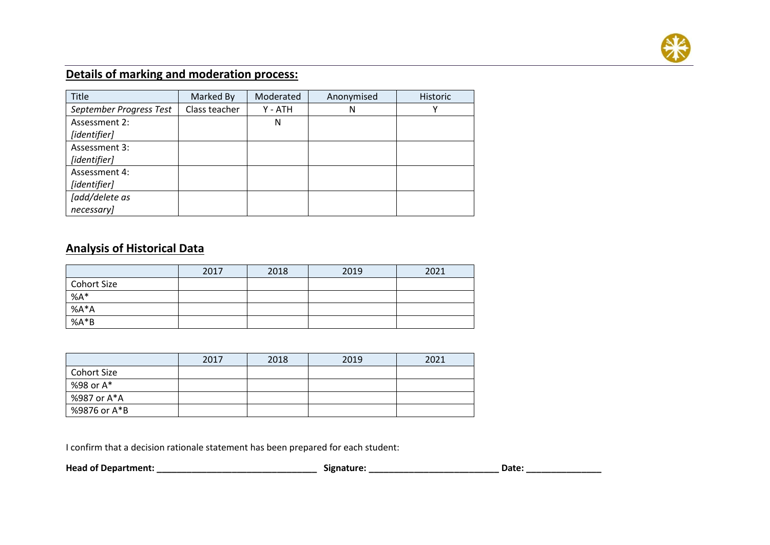## Details of marking and moderation process:

| Title | Marked By | Moderated | Anonymised | Historic |
|---|---|---|---|---|
| *September Progress Test* | Class teacher | Y - ATH | N | Y |
| Assessment 2: *[identifier]* | | N | | |
| Assessment 3: *[identifier]* | | | | |
| Assessment 4: *[identifier]* | | | | |
| *[add/delete as necessary]* | | | | |

## Analysis of Historical Data

| | 2017 | 2018 | 2019 | 2021 |
|---|---|---|---|---|
| Cohort Size | | | | |
| %A* | | | | |
| %A*A | | | | |
| %A*B | | | | |

| | 2017 | 2018 | 2019 | 2021 |
|---|---|---|---|---|
| Cohort Size | | | | |
| %98 or A* | | | | |
| %987 or A*A | | | | |
| %9876 or A*B | | | | |

I confirm that a decision rationale statement has been prepared for each student:

**Head of Department: ________________________________ Signature: __________________________ Date: _______________**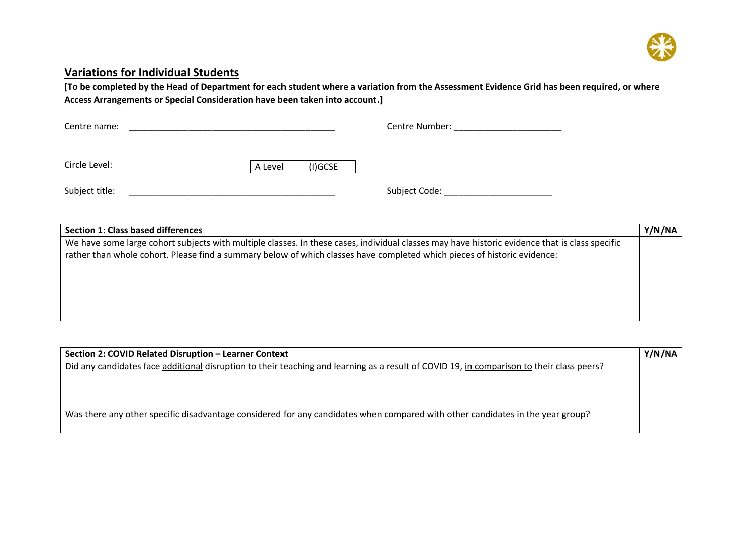## Variations for Individual Students

**[To be completed by the Head of Department for each student where a variation from the Assessment Evidence Grid has been required, or where Access Arrangements or Special Consideration have been taken into account.]**

Centre name: ___________________________________________ Centre Number: ______________________

Circle Level: | A Level | (I)GCSE |

Subject title: ___________________________________________ Subject Code: ______________________

| **Section 1: Class based differences** | **Y/N/NA** |
|---|---|
| We have some large cohort subjects with multiple classes. In these cases, individual classes may have historic evidence that is class specific rather than whole cohort. Please find a summary below of which classes have completed which pieces of historic evidence: | |

| **Section 2: COVID Related Disruption – Learner Context** | **Y/N/NA** |
|---|---|
| Did any candidates face additional disruption to their teaching and learning as a result of COVID 19, in comparison to their class peers? | |
| Was there any other specific disadvantage considered for any candidates when compared with other candidates in the year group? | |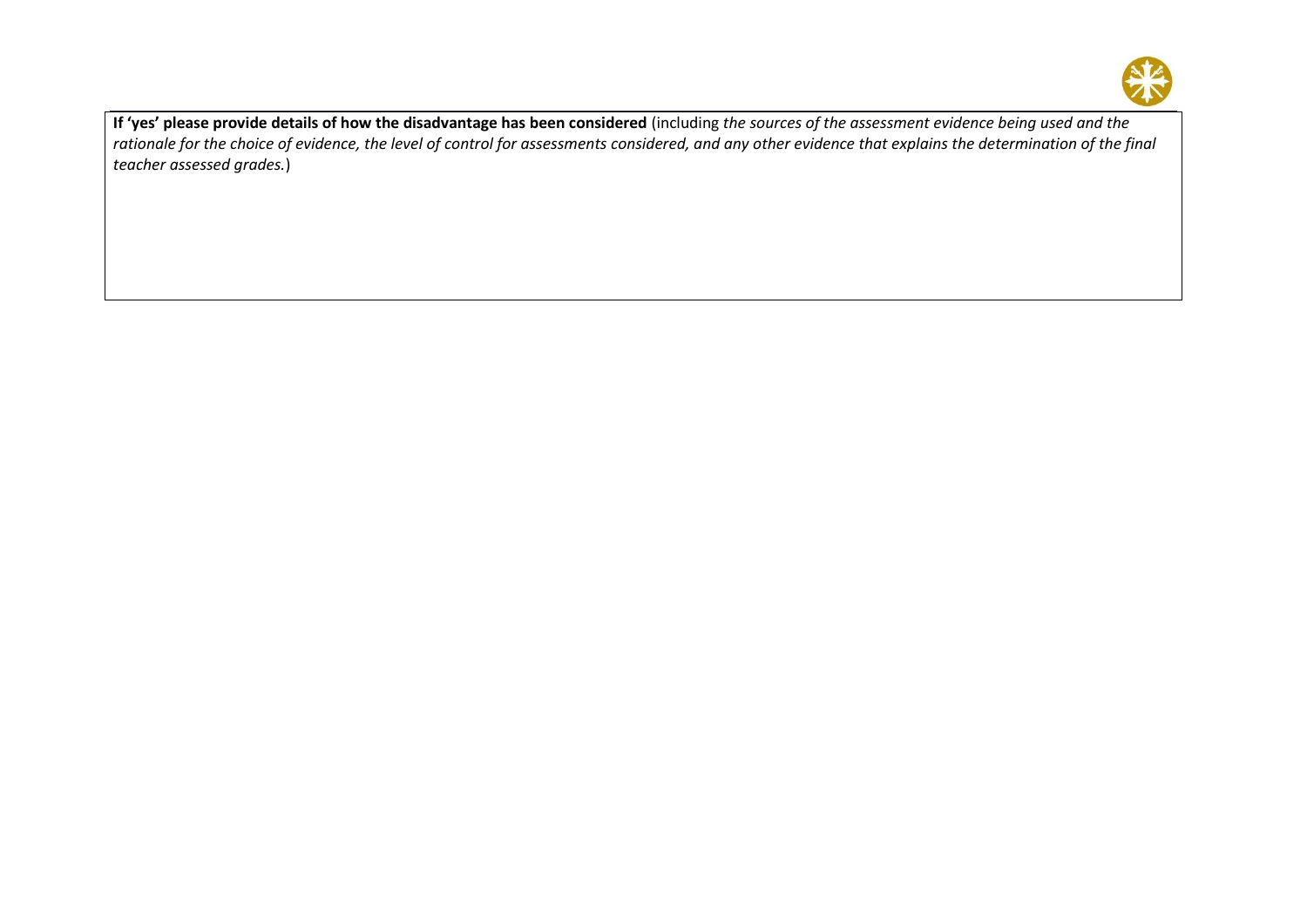**If 'yes' please provide details of how the disadvantage has been considered** (including *the sources of the assessment evidence being used and the rationale for the choice of evidence, the level of control for assessments considered, and any other evidence that explains the determination of the final teacher assessed grades.*)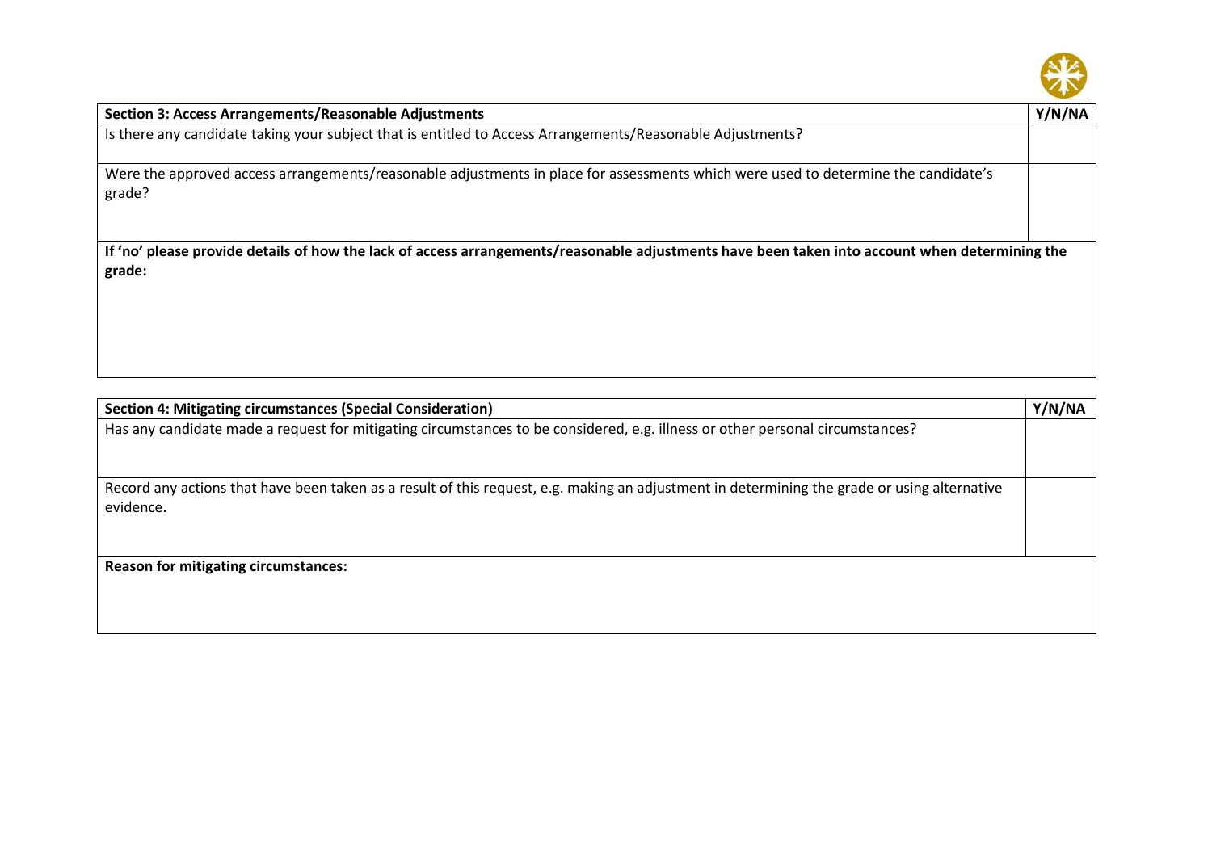| Section 3: Access Arrangements/Reasonable Adjustments | Y/N/NA |
|---|---|
| Is there any candidate taking your subject that is entitled to Access Arrangements/Reasonable Adjustments? | |
| Were the approved access arrangements/reasonable adjustments in place for assessments which were used to determine the candidate's grade? | |
| **If 'no' please provide details of how the lack of access arrangements/reasonable adjustments have been taken into account when determining the grade:** | |

| Section 4: Mitigating circumstances (Special Consideration) | Y/N/NA |
|---|---|
| Has any candidate made a request for mitigating circumstances to be considered, e.g. illness or other personal circumstances? | |
| Record any actions that have been taken as a result of this request, e.g. making an adjustment in determining the grade or using alternative evidence. | |
| **Reason for mitigating circumstances:** | |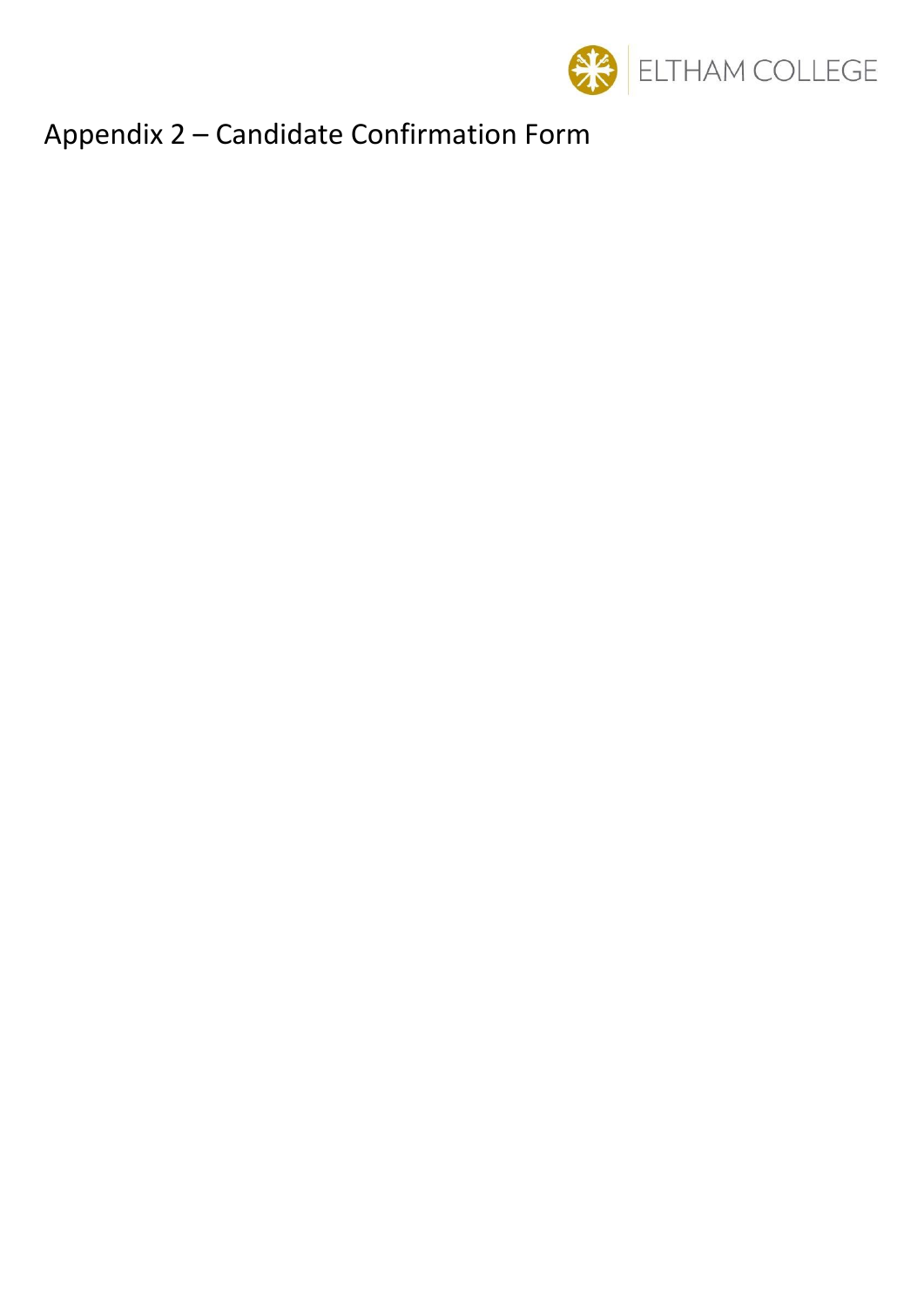# Appendix 2 – Candidate Confirmation Form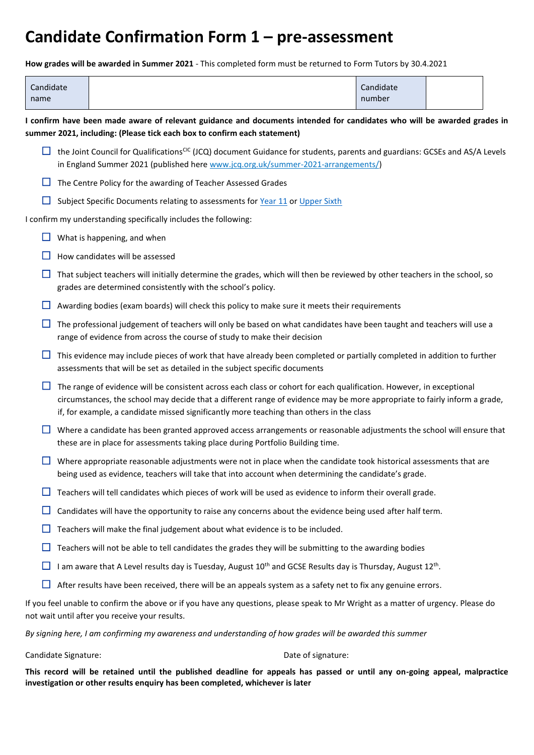# Candidate Confirmation Form 1 – pre-assessment

**How grades will be awarded in Summer 2021** - This completed form must be returned to Form Tutors by 30.4.2021

| Candidate name | | Candidate number | |
|---|---|---|---|

**I confirm have been made aware of relevant guidance and documents intended for candidates who will be awarded grades in summer 2021, including: (Please tick each box to confirm each statement)**

- ☐ the Joint Council for Qualifications[CIC] (JCQ) document Guidance for students, parents and guardians: GCSEs and AS/A Levels in England Summer 2021 (published here www.jcq.org.uk/summer-2021-arrangements/)
- ☐ The Centre Policy for the awarding of Teacher Assessed Grades
- ☐ Subject Specific Documents relating to assessments for Year 11 or Upper Sixth

I confirm my understanding specifically includes the following:

- ☐ What is happening, and when
- ☐ How candidates will be assessed
- ☐ That subject teachers will initially determine the grades, which will then be reviewed by other teachers in the school, so grades are determined consistently with the school's policy.
- ☐ Awarding bodies (exam boards) will check this policy to make sure it meets their requirements
- ☐ The professional judgement of teachers will only be based on what candidates have been taught and teachers will use a range of evidence from across the course of study to make their decision
- ☐ This evidence may include pieces of work that have already been completed or partially completed in addition to further assessments that will be set as detailed in the subject specific documents
- ☐ The range of evidence will be consistent across each class or cohort for each qualification. However, in exceptional circumstances, the school may decide that a different range of evidence may be more appropriate to fairly inform a grade, if, for example, a candidate missed significantly more teaching than others in the class
- ☐ Where a candidate has been granted approved access arrangements or reasonable adjustments the school will ensure that these are in place for assessments taking place during Portfolio Building time.
- ☐ Where appropriate reasonable adjustments were not in place when the candidate took historical assessments that are being used as evidence, teachers will take that into account when determining the candidate's grade.
- ☐ Teachers will tell candidates which pieces of work will be used as evidence to inform their overall grade.
- ☐ Candidates will have the opportunity to raise any concerns about the evidence being used after half term.
- ☐ Teachers will make the final judgement about what evidence is to be included.
- ☐ Teachers will not be able to tell candidates the grades they will be submitting to the awarding bodies
- ☐ I am aware that A Level results day is Tuesday, August 10th and GCSE Results day is Thursday, August 12th.
- ☐ After results have been received, there will be an appeals system as a safety net to fix any genuine errors.

If you feel unable to confirm the above or if you have any questions, please speak to Mr Wright as a matter of urgency. Please do not wait until after you receive your results.

*By signing here, I am confirming my awareness and understanding of how grades will be awarded this summer*

Candidate Signature: Date of signature:

**This record will be retained until the published deadline for appeals has passed or until any on-going appeal, malpractice investigation or other results enquiry has been completed, whichever is later**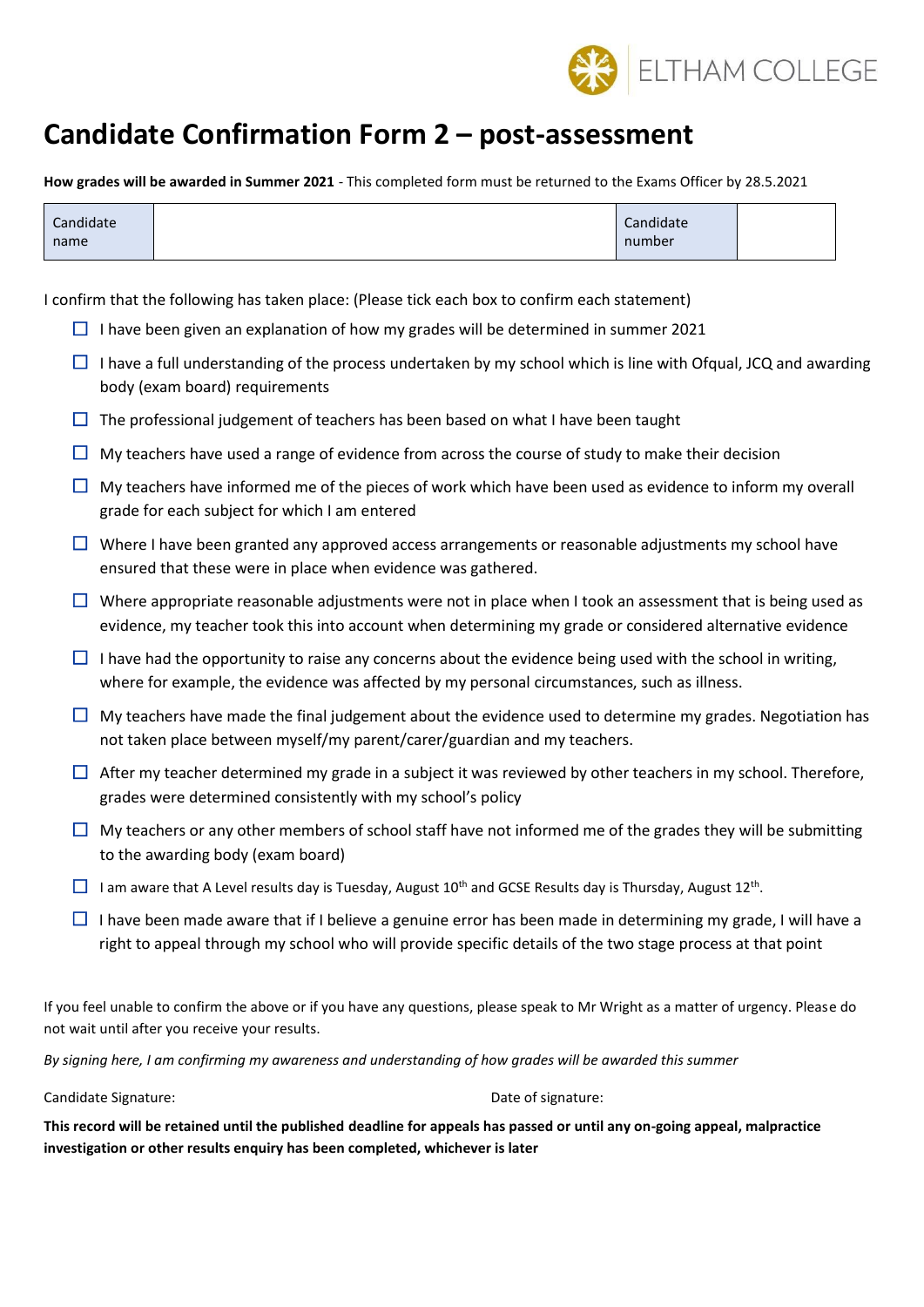# Candidate Confirmation Form 2 – post-assessment

**How grades will be awarded in Summer 2021** - This completed form must be returned to the Exams Officer by 28.5.2021

| Candidate name | | Candidate number | |
|---|---|---|---|

I confirm that the following has taken place: (Please tick each box to confirm each statement)

- ☐ I have been given an explanation of how my grades will be determined in summer 2021
- ☐ I have a full understanding of the process undertaken by my school which is line with Ofqual, JCQ and awarding body (exam board) requirements
- ☐ The professional judgement of teachers has been based on what I have been taught
- ☐ My teachers have used a range of evidence from across the course of study to make their decision
- ☐ My teachers have informed me of the pieces of work which have been used as evidence to inform my overall grade for each subject for which I am entered
- ☐ Where I have been granted any approved access arrangements or reasonable adjustments my school have ensured that these were in place when evidence was gathered.
- ☐ Where appropriate reasonable adjustments were not in place when I took an assessment that is being used as evidence, my teacher took this into account when determining my grade or considered alternative evidence
- ☐ I have had the opportunity to raise any concerns about the evidence being used with the school in writing, where for example, the evidence was affected by my personal circumstances, such as illness.
- ☐ My teachers have made the final judgement about the evidence used to determine my grades. Negotiation has not taken place between myself/my parent/carer/guardian and my teachers.
- ☐ After my teacher determined my grade in a subject it was reviewed by other teachers in my school. Therefore, grades were determined consistently with my school's policy
- ☐ My teachers or any other members of school staff have not informed me of the grades they will be submitting to the awarding body (exam board)
- ☐ I am aware that A Level results day is Tuesday, August 10th and GCSE Results day is Thursday, August 12th.
- ☐ I have been made aware that if I believe a genuine error has been made in determining my grade, I will have a right to appeal through my school who will provide specific details of the two stage process at that point

If you feel unable to confirm the above or if you have any questions, please speak to Mr Wright as a matter of urgency. Please do not wait until after you receive your results.

*By signing here, I am confirming my awareness and understanding of how grades will be awarded this summer*

Candidate Signature: Date of signature:

**This record will be retained until the published deadline for appeals has passed or until any on-going appeal, malpractice investigation or other results enquiry has been completed, whichever is later**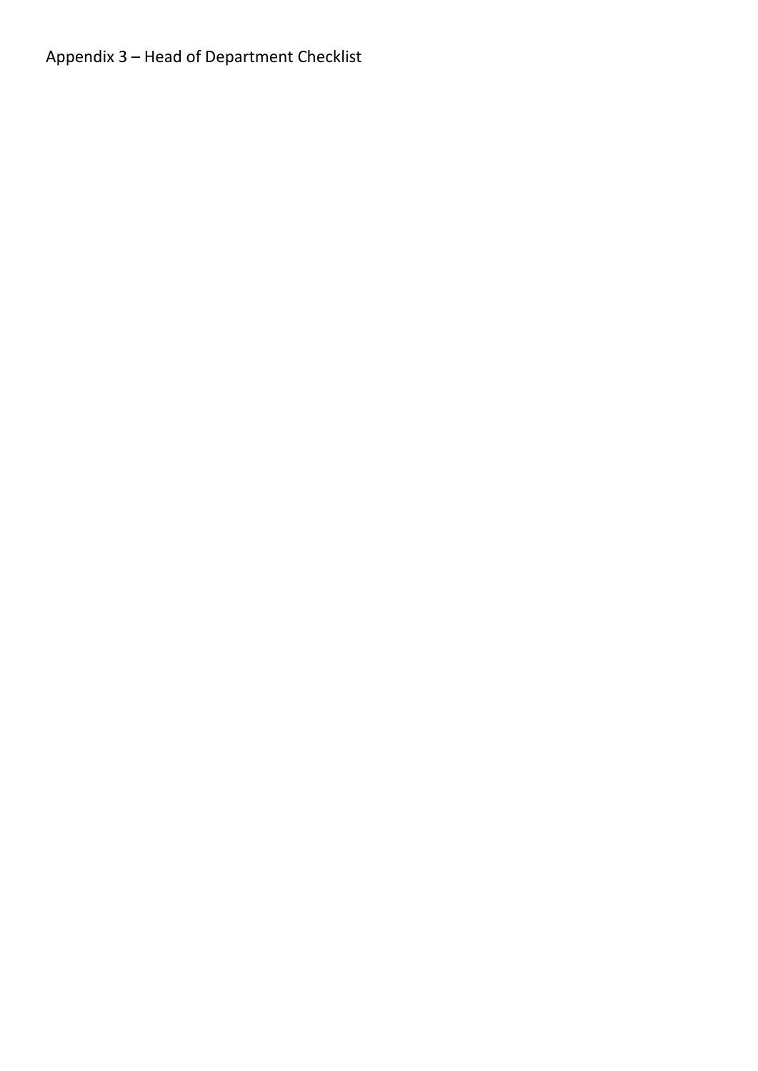Appendix 3 – Head of Department Checklist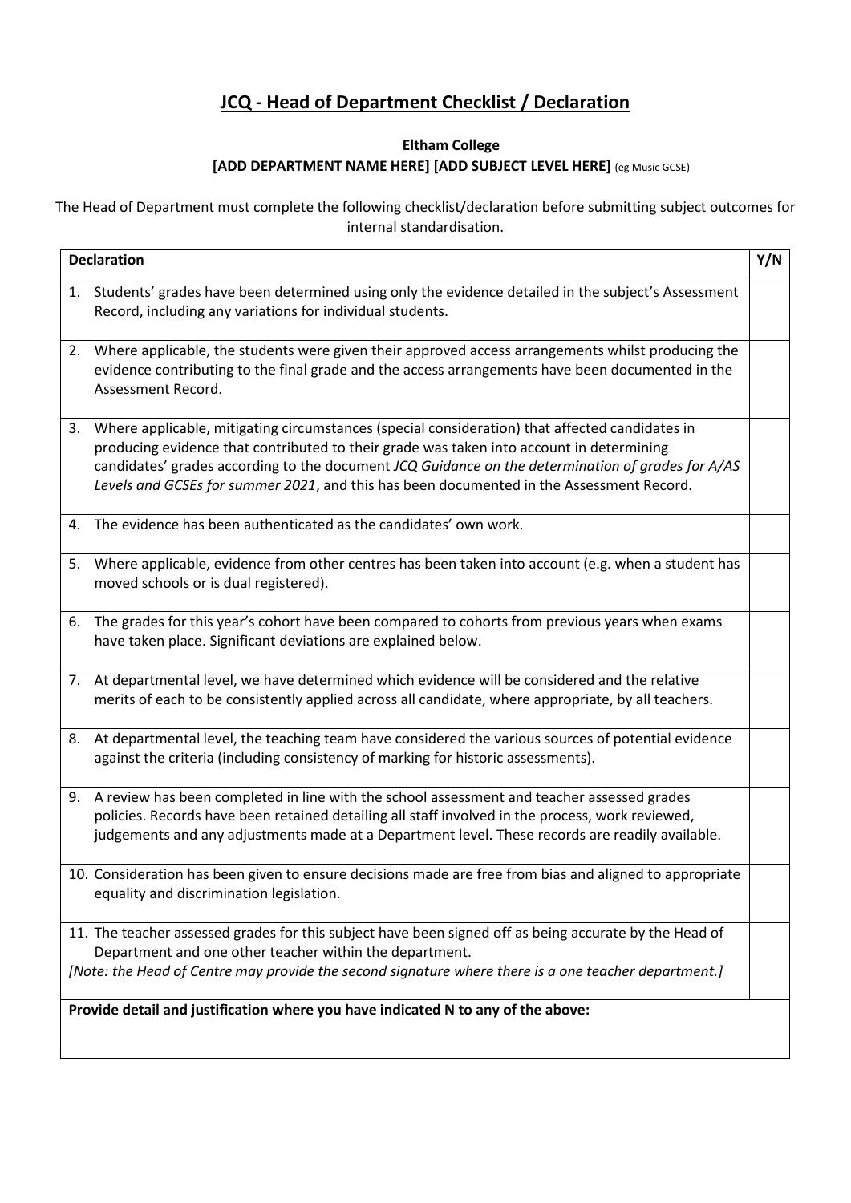# JCQ - Head of Department Checklist / Declaration

**Eltham College**

**[ADD DEPARTMENT NAME HERE] [ADD SUBJECT LEVEL HERE]** (eg Music GCSE)

The Head of Department must complete the following checklist/declaration before submitting subject outcomes for internal standardisation.

| **Declaration** | **Y/N** |
|---|---|
| 1. Students' grades have been determined using only the evidence detailed in the subject's Assessment Record, including any variations for individual students. | |
| 2. Where applicable, the students were given their approved access arrangements whilst producing the evidence contributing to the final grade and the access arrangements have been documented in the Assessment Record. | |
| 3. Where applicable, mitigating circumstances (special consideration) that affected candidates in producing evidence that contributed to their grade was taken into account in determining candidates' grades according to the document *JCQ Guidance on the determination of grades for A/AS Levels and GCSEs for summer 2021*, and this has been documented in the Assessment Record. | |
| 4. The evidence has been authenticated as the candidates' own work. | |
| 5. Where applicable, evidence from other centres has been taken into account (e.g. when a student has moved schools or is dual registered). | |
| 6. The grades for this year's cohort have been compared to cohorts from previous years when exams have taken place. Significant deviations are explained below. | |
| 7. At departmental level, we have determined which evidence will be considered and the relative merits of each to be consistently applied across all candidate, where appropriate, by all teachers. | |
| 8. At departmental level, the teaching team have considered the various sources of potential evidence against the criteria (including consistency of marking for historic assessments). | |
| 9. A review has been completed in line with the school assessment and teacher assessed grades policies. Records have been retained detailing all staff involved in the process, work reviewed, judgements and any adjustments made at a Department level. These records are readily available. | |
| 10. Consideration has been given to ensure decisions made are free from bias and aligned to appropriate equality and discrimination legislation. | |
| 11. The teacher assessed grades for this subject have been signed off as being accurate by the Head of Department and one other teacher within the department. *[Note: the Head of Centre may provide the second signature where there is a one teacher department.]* | |
| **Provide detail and justification where you have indicated N to any of the above:** | |